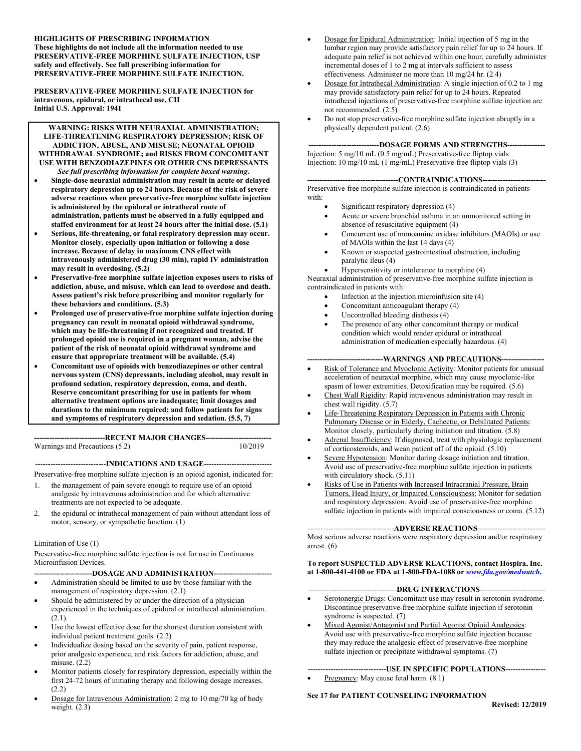**HIGHLIGHTS OF PRESCRIBING INFORMATION**
**These highlights do not include all the information needed to use PRESERVATIVE-FREE MORPHINE SULFATE INJECTION, USP safely and effectively. See full prescribing information for PRESERVATIVE-FREE MORPHINE SULFATE INJECTION.**

**PRESERVATIVE-FREE MORPHINE SULFATE INJECTION for intravenous, epidural, or intrathecal use, CII**
**Initial U.S. Approval: 1941**

**WARNING: RISKS WITH NEURAXIAL ADMINISTRATION; LIFE-THREATENING RESPIRATORY DEPRESSION; RISK OF ADDICTION, ABUSE, AND MISUSE; NEONATAL OPIOID WITHDRAWAL SYNDROME; and RISKS FROM CONCOMITANT USE WITH BENZODIAZEPINES OR OTHER CNS DEPRESSANTS**
***See full prescribing information for complete boxed warning.***

- **Single-dose neuraxial administration may result in acute or delayed respiratory depression up to 24 hours. Because of the risk of severe adverse reactions when preservative-free morphine sulfate injection is administered by the epidural or intrathecal route of administration, patients must be observed in a fully equipped and staffed environment for at least 24 hours after the initial dose. (5.1)**
- **Serious, life-threatening, or fatal respiratory depression may occur. Monitor closely, especially upon initiation or following a dose increase. Because of delay in maximum CNS effect with intravenously administered drug (30 min), rapid IV administration may result in overdosing. (5.2)**
- **Preservative-free morphine sulfate injection exposes users to risks of addiction, abuse, and misuse, which can lead to overdose and death. Assess patient's risk before prescribing and monitor regularly for these behaviors and conditions. (5.3)**
- **Prolonged use of preservative-free morphine sulfate injection during pregnancy can result in neonatal opioid withdrawal syndrome, which may be life-threatening if not recognized and treated. If prolonged opioid use is required in a pregnant woman, advise the patient of the risk of neonatal opioid withdrawal syndrome and ensure that appropriate treatment will be available. (5.4)**
- **Concomitant use of opioids with benzodiazepines or other central nervous system (CNS) depressants, including alcohol, may result in profound sedation, respiratory depression, coma, and death. Reserve concomitant prescribing for use in patients for whom alternative treatment options are inadequate; limit dosages and durations to the minimum required; and follow patients for signs and symptoms of respiratory depression and sedation. (5.5, 7)**

**RECENT MAJOR CHANGES**

Warnings and Precautions (5.2) 10/2019

**INDICATIONS AND USAGE**

Preservative-free morphine sulfate injection is an opioid agonist, indicated for:

1. the management of pain severe enough to require use of an opioid analgesic by intravenous administration and for which alternative treatments are not expected to be adequate.
2. the epidural or intrathecal management of pain without attendant loss of motor, sensory, or sympathetic function. (1)

Limitation of Use (1)

Preservative-free morphine sulfate injection is not for use in Continuous Microinfusion Devices.

**DOSAGE AND ADMINISTRATION**

- Administration should be limited to use by those familiar with the management of respiratory depression. (2.1)
- Should be administered by or under the direction of a physician experienced in the techniques of epidural or intrathecal administration. (2.1).
- Use the lowest effective dose for the shortest duration consistent with individual patient treatment goals. (2.2)
- Individualize dosing based on the severity of pain, patient response, prior analgesic experience, and risk factors for addiction, abuse, and misuse. (2.2)
- Monitor patients closely for respiratory depression, especially within the first 24-72 hours of initiating therapy and following dosage increases. (2.2)
- Dosage for Intravenous Administration: 2 mg to 10 mg/70 kg of body weight. (2.3)
- Dosage for Epidural Administration: Initial injection of 5 mg in the lumbar region may provide satisfactory pain relief for up to 24 hours. If adequate pain relief is not achieved within one hour, carefully administer incremental doses of 1 to 2 mg at intervals sufficient to assess effectiveness. Administer no more than 10 mg/24 hr. (2.4)
- Dosage for Intrathecal Administration: A single injection of 0.2 to 1 mg may provide satisfactory pain relief for up to 24 hours. Repeated intrathecal injections of preservative-free morphine sulfate injection are not recommended. (2.5)
- Do not stop preservative-free morphine sulfate injection abruptly in a physically dependent patient. (2.6)

**DOSAGE FORMS AND STRENGTHS**

Injection: 5 mg/10 mL (0.5 mg/mL) Preservative-free fliptop vials
Injection: 10 mg/10 mL (1 mg/mL) Preservative-free fliptop vials (3)

**CONTRAINDICATIONS**

Preservative-free morphine sulfate injection is contraindicated in patients with:

- Significant respiratory depression (4)
- Acute or severe bronchial asthma in an unmonitored setting in absence of resuscitative equipment (4)
- Concurrent use of monoamine oxidase inhibitors (MAOIs) or use of MAOIs within the last 14 days (4)
- Known or suspected gastrointestinal obstruction, including paralytic ileus (4)
- Hypersensitivity or intolerance to morphine (4)

Neuraxial administration of preservative-free morphine sulfate injection is contraindicated in patients with:

- Infection at the injection microinfusion site (4)
- Concomitant anticoagulant therapy (4)
- Uncontrolled bleeding diathesis (4)
- The presence of any other concomitant therapy or medical condition which would render epidural or intrathecal administration of medication especially hazardous. (4)

**WARNINGS AND PRECAUTIONS**

- Risk of Tolerance and Myoclonic Activity: Monitor patients for unusual acceleration of neuraxial morphine, which may cause myoclonic-like spasm of lower extremities. Detoxification may be required. (5.6)
- Chest Wall Rigidity: Rapid intravenous administration may result in chest wall rigidity. (5.7)
- Life-Threatening Respiratory Depression in Patients with Chronic Pulmonary Disease or in Elderly, Cachectic, or Debilitated Patients: Monitor closely, particularly during initiation and titration. (5.8)
- Adrenal Insufficiency: If diagnosed, treat with physiologic replacement of corticosteroids, and wean patient off of the opioid. (5.10)
- Severe Hypotension: Monitor during dosage initiation and titration. Avoid use of preservative-free morphine sulfate injection in patients with circulatory shock. (5.11)
- Risks of Use in Patients with Increased Intracranial Pressure, Brain Tumors, Head Injury, or Impaired Consciousness: Monitor for sedation and respiratory depression. Avoid use of preservative-free morphine sulfate injection in patients with impaired consciousness or coma. (5.12)

**ADVERSE REACTIONS**

Most serious adverse reactions were respiratory depression and/or respiratory arrest. (6)

**To report SUSPECTED ADVERSE REACTIONS, contact Hospira, Inc. at 1-800-441-4100 or FDA at 1-800-FDA-1088 or *www.fda.gov/medwatch*.**

**DRUG INTERACTIONS**

- Serotonergic Drugs: Concomitant use may result in serotonin syndrome. Discontinue preservative-free morphine sulfate injection if serotonin syndrome is suspected. (7)
- Mixed Agonist/Antagonist and Partial Agonist Opioid Analgesics: Avoid use with preservative-free morphine sulfate injection because they may reduce the analgesic effect of preservative-free morphine sulfate injection or precipitate withdrawal symptoms. (7)

**USE IN SPECIFIC POPULATIONS**

- Pregnancy: May cause fetal harm. (8.1)

**See 17 for PATIENT COUNSELING INFORMATION**

**Revised: 12/2019**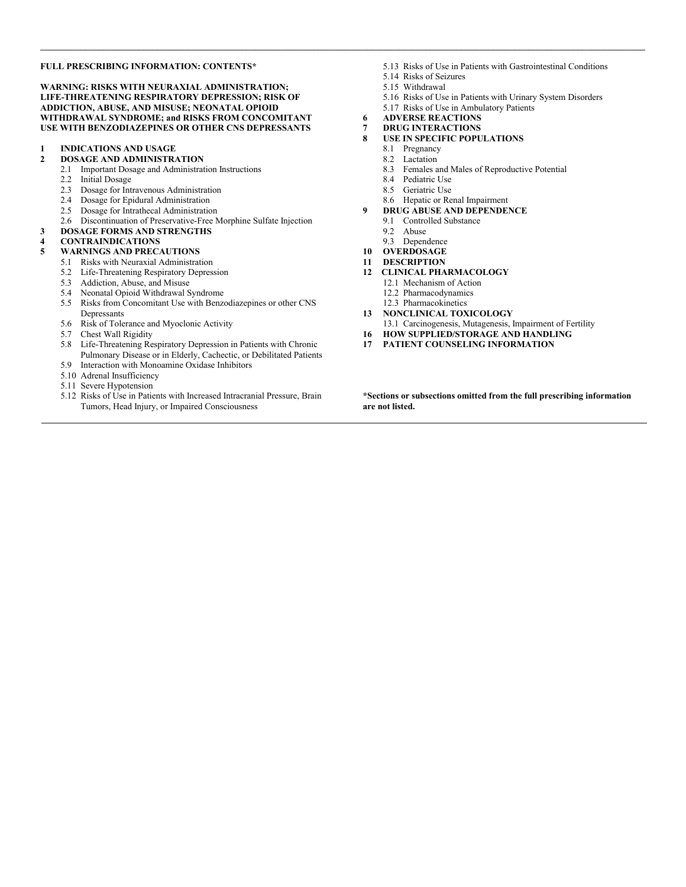**FULL PRESCRIBING INFORMATION: CONTENTS***

**WARNING: RISKS WITH NEURAXIAL ADMINISTRATION; LIFE-THREATENING RESPIRATORY DEPRESSION; RISK OF ADDICTION, ABUSE, AND MISUSE; NEONATAL OPIOID WITHDRAWAL SYNDROME; and RISKS FROM CONCOMITANT USE WITH BENZODIAZEPINES OR OTHER CNS DEPRESSANTS**

**1 INDICATIONS AND USAGE**

**2 DOSAGE AND ADMINISTRATION**

- 2.1 Important Dosage and Administration Instructions
- 2.2 Initial Dosage
- 2.3 Dosage for Intravenous Administration
- 2.4 Dosage for Epidural Administration
- 2.5 Dosage for Intrathecal Administration
- 2.6 Discontinuation of Preservative-Free Morphine Sulfate Injection

**3 DOSAGE FORMS AND STRENGTHS**

**4 CONTRAINDICATIONS**

**5 WARNINGS AND PRECAUTIONS**

- 5.1 Risks with Neuraxial Administration
- 5.2 Life-Threatening Respiratory Depression
- 5.3 Addiction, Abuse, and Misuse
- 5.4 Neonatal Opioid Withdrawal Syndrome
- 5.5 Risks from Concomitant Use with Benzodiazepines or other CNS Depressants
- 5.6 Risk of Tolerance and Myoclonic Activity
- 5.7 Chest Wall Rigidity
- 5.8 Life-Threatening Respiratory Depression in Patients with Chronic Pulmonary Disease or in Elderly, Cachectic, or Debilitated Patients
- 5.9 Interaction with Monoamine Oxidase Inhibitors
- 5.10 Adrenal Insufficiency
- 5.11 Severe Hypotension
- 5.12 Risks of Use in Patients with Increased Intracranial Pressure, Brain Tumors, Head Injury, or Impaired Consciousness
- 5.13 Risks of Use in Patients with Gastrointestinal Conditions
- 5.14 Risks of Seizures
- 5.15 Withdrawal
- 5.16 Risks of Use in Patients with Urinary System Disorders
- 5.17 Risks of Use in Ambulatory Patients

**6 ADVERSE REACTIONS**

**7 DRUG INTERACTIONS**

**8 USE IN SPECIFIC POPULATIONS**

- 8.1 Pregnancy
- 8.2 Lactation
- 8.3 Females and Males of Reproductive Potential
- 8.4 Pediatric Use
- 8.5 Geriatric Use
- 8.6 Hepatic or Renal Impairment

**9 DRUG ABUSE AND DEPENDENCE**

- 9.1 Controlled Substance
- 9.2 Abuse
- 9.3 Dependence

**10 OVERDOSAGE**

**11 DESCRIPTION**

**12 CLINICAL PHARMACOLOGY**

- 12.1 Mechanism of Action
- 12.2 Pharmacodynamics
- 12.3 Pharmacokinetics

**13 NONCLINICAL TOXICOLOGY**

- 13.1 Carcinogenesis, Mutagenesis, Impairment of Fertility

**16 HOW SUPPLIED/STORAGE AND HANDLING**

**17 PATIENT COUNSELING INFORMATION**

***Sections or subsections omitted from the full prescribing information are not listed.**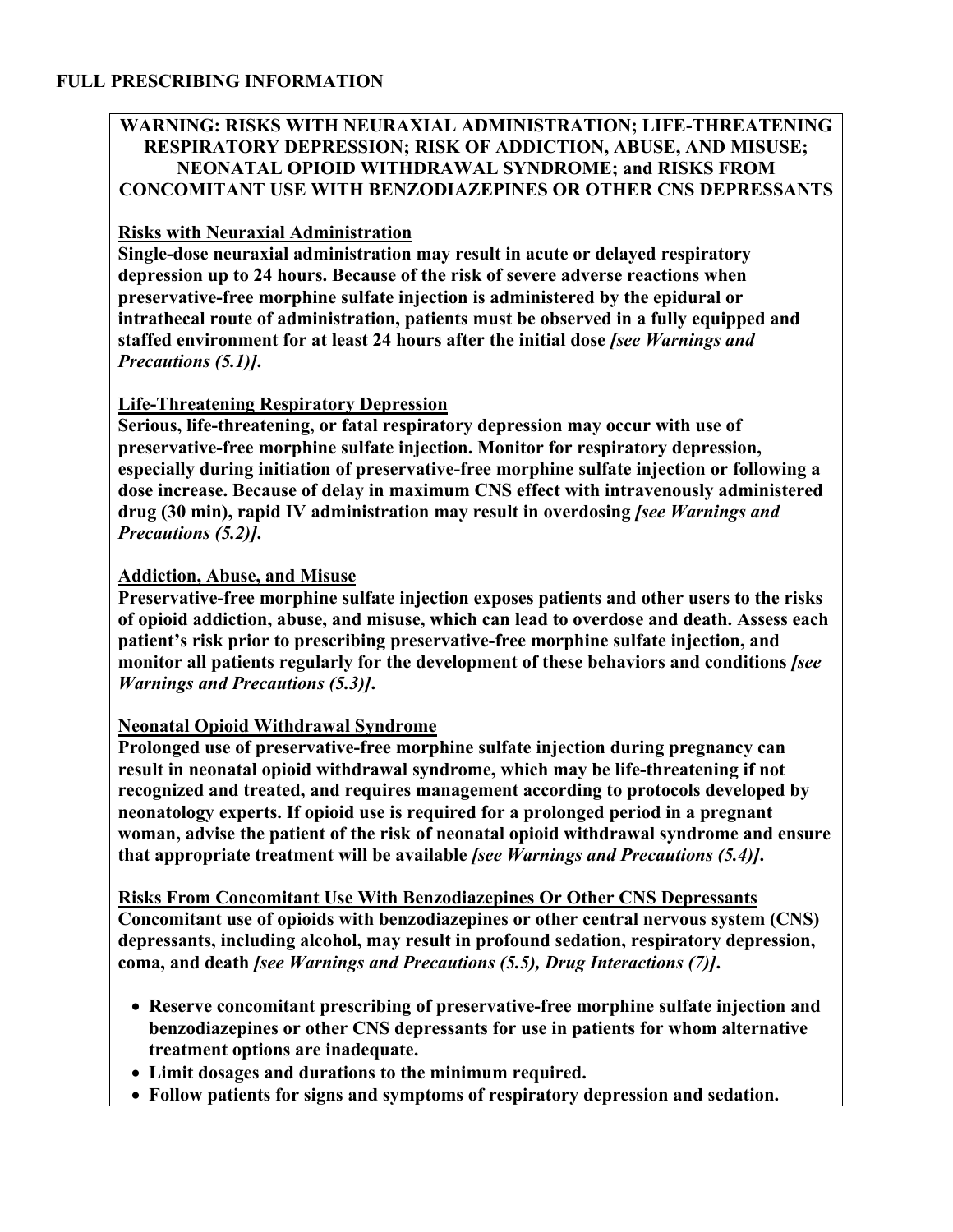# FULL PRESCRIBING INFORMATION

**WARNING: RISKS WITH NEURAXIAL ADMINISTRATION; LIFE-THREATENING RESPIRATORY DEPRESSION; RISK OF ADDICTION, ABUSE, AND MISUSE; NEONATAL OPIOID WITHDRAWAL SYNDROME; and RISKS FROM CONCOMITANT USE WITH BENZODIAZEPINES OR OTHER CNS DEPRESSANTS**

**Risks with Neuraxial Administration**

**Single-dose neuraxial administration may result in acute or delayed respiratory depression up to 24 hours. Because of the risk of severe adverse reactions when preservative-free morphine sulfate injection is administered by the epidural or intrathecal route of administration, patients must be observed in a fully equipped and staffed environment for at least 24 hours after the initial dose *[see Warnings and Precautions (5.1)]*.**

**Life-Threatening Respiratory Depression**

**Serious, life-threatening, or fatal respiratory depression may occur with use of preservative-free morphine sulfate injection. Monitor for respiratory depression, especially during initiation of preservative-free morphine sulfate injection or following a dose increase. Because of delay in maximum CNS effect with intravenously administered drug (30 min), rapid IV administration may result in overdosing *[see Warnings and Precautions (5.2)]*.**

**Addiction, Abuse, and Misuse**

**Preservative-free morphine sulfate injection exposes patients and other users to the risks of opioid addiction, abuse, and misuse, which can lead to overdose and death. Assess each patient's risk prior to prescribing preservative-free morphine sulfate injection, and monitor all patients regularly for the development of these behaviors and conditions *[see Warnings and Precautions (5.3)]*.**

**Neonatal Opioid Withdrawal Syndrome**

**Prolonged use of preservative-free morphine sulfate injection during pregnancy can result in neonatal opioid withdrawal syndrome, which may be life-threatening if not recognized and treated, and requires management according to protocols developed by neonatology experts. If opioid use is required for a prolonged period in a pregnant woman, advise the patient of the risk of neonatal opioid withdrawal syndrome and ensure that appropriate treatment will be available *[see Warnings and Precautions (5.4)]*.**

**Risks From Concomitant Use With Benzodiazepines Or Other CNS Depressants**

**Concomitant use of opioids with benzodiazepines or other central nervous system (CNS) depressants, including alcohol, may result in profound sedation, respiratory depression, coma, and death *[see Warnings and Precautions (5.5), Drug Interactions (7)]*.**

- **Reserve concomitant prescribing of preservative-free morphine sulfate injection and benzodiazepines or other CNS depressants for use in patients for whom alternative treatment options are inadequate.**
- **Limit dosages and durations to the minimum required.**
- **Follow patients for signs and symptoms of respiratory depression and sedation.**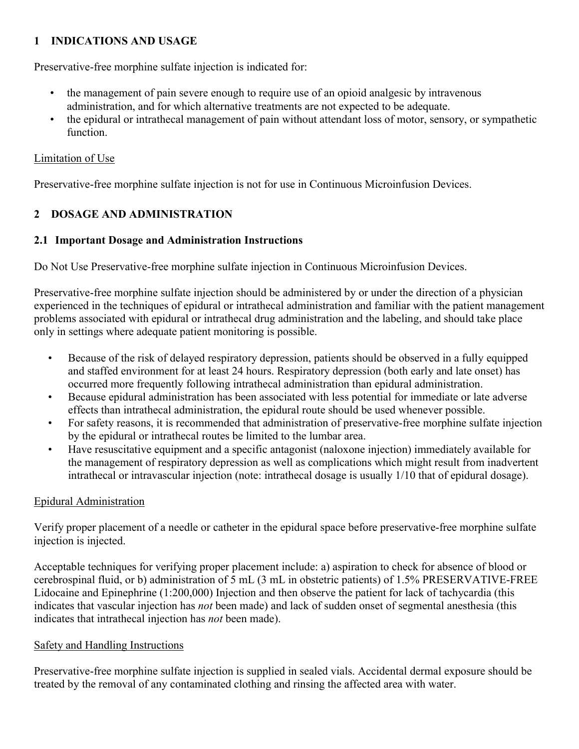## 1 INDICATIONS AND USAGE

Preservative-free morphine sulfate injection is indicated for:

- the management of pain severe enough to require use of an opioid analgesic by intravenous administration, and for which alternative treatments are not expected to be adequate.
- the epidural or intrathecal management of pain without attendant loss of motor, sensory, or sympathetic function.

Limitation of Use

Preservative-free morphine sulfate injection is not for use in Continuous Microinfusion Devices.

## 2 DOSAGE AND ADMINISTRATION

### 2.1 Important Dosage and Administration Instructions

Do Not Use Preservative-free morphine sulfate injection in Continuous Microinfusion Devices.

Preservative-free morphine sulfate injection should be administered by or under the direction of a physician experienced in the techniques of epidural or intrathecal administration and familiar with the patient management problems associated with epidural or intrathecal drug administration and the labeling, and should take place only in settings where adequate patient monitoring is possible.

- Because of the risk of delayed respiratory depression, patients should be observed in a fully equipped and staffed environment for at least 24 hours. Respiratory depression (both early and late onset) has occurred more frequently following intrathecal administration than epidural administration.
- Because epidural administration has been associated with less potential for immediate or late adverse effects than intrathecal administration, the epidural route should be used whenever possible.
- For safety reasons, it is recommended that administration of preservative-free morphine sulfate injection by the epidural or intrathecal routes be limited to the lumbar area.
- Have resuscitative equipment and a specific antagonist (naloxone injection) immediately available for the management of respiratory depression as well as complications which might result from inadvertent intrathecal or intravascular injection (note: intrathecal dosage is usually 1/10 that of epidural dosage).

Epidural Administration

Verify proper placement of a needle or catheter in the epidural space before preservative-free morphine sulfate injection is injected.

Acceptable techniques for verifying proper placement include: a) aspiration to check for absence of blood or cerebrospinal fluid, or b) administration of 5 mL (3 mL in obstetric patients) of 1.5% PRESERVATIVE-FREE Lidocaine and Epinephrine (1:200,000) Injection and then observe the patient for lack of tachycardia (this indicates that vascular injection has *not* been made) and lack of sudden onset of segmental anesthesia (this indicates that intrathecal injection has *not* been made).

Safety and Handling Instructions

Preservative-free morphine sulfate injection is supplied in sealed vials. Accidental dermal exposure should be treated by the removal of any contaminated clothing and rinsing the affected area with water.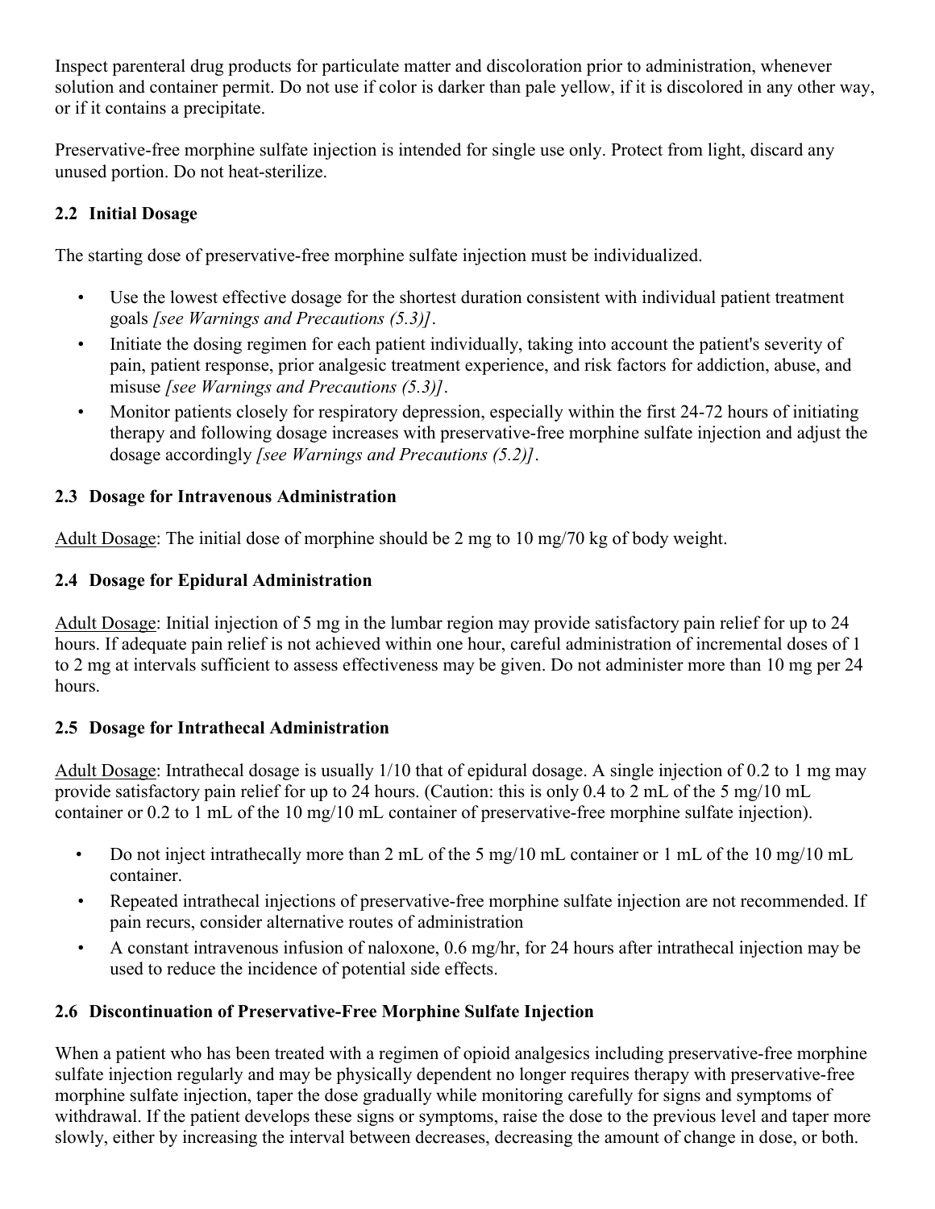Inspect parenteral drug products for particulate matter and discoloration prior to administration, whenever solution and container permit. Do not use if color is darker than pale yellow, if it is discolored in any other way, or if it contains a precipitate.

Preservative-free morphine sulfate injection is intended for single use only. Protect from light, discard any unused portion. Do not heat-sterilize.

### 2.2 Initial Dosage

The starting dose of preservative-free morphine sulfate injection must be individualized.

- Use the lowest effective dosage for the shortest duration consistent with individual patient treatment goals *[see Warnings and Precautions (5.3)]*.
- Initiate the dosing regimen for each patient individually, taking into account the patient's severity of pain, patient response, prior analgesic treatment experience, and risk factors for addiction, abuse, and misuse *[see Warnings and Precautions (5.3)]*.
- Monitor patients closely for respiratory depression, especially within the first 24-72 hours of initiating therapy and following dosage increases with preservative-free morphine sulfate injection and adjust the dosage accordingly *[see Warnings and Precautions (5.2)]*.

### 2.3 Dosage for Intravenous Administration

Adult Dosage: The initial dose of morphine should be 2 mg to 10 mg/70 kg of body weight.

### 2.4 Dosage for Epidural Administration

Adult Dosage: Initial injection of 5 mg in the lumbar region may provide satisfactory pain relief for up to 24 hours. If adequate pain relief is not achieved within one hour, careful administration of incremental doses of 1 to 2 mg at intervals sufficient to assess effectiveness may be given. Do not administer more than 10 mg per 24 hours.

### 2.5 Dosage for Intrathecal Administration

Adult Dosage: Intrathecal dosage is usually 1/10 that of epidural dosage. A single injection of 0.2 to 1 mg may provide satisfactory pain relief for up to 24 hours. (Caution: this is only 0.4 to 2 mL of the 5 mg/10 mL container or 0.2 to 1 mL of the 10 mg/10 mL container of preservative-free morphine sulfate injection).

- Do not inject intrathecally more than 2 mL of the 5 mg/10 mL container or 1 mL of the 10 mg/10 mL container.
- Repeated intrathecal injections of preservative-free morphine sulfate injection are not recommended. If pain recurs, consider alternative routes of administration
- A constant intravenous infusion of naloxone, 0.6 mg/hr, for 24 hours after intrathecal injection may be used to reduce the incidence of potential side effects.

### 2.6 Discontinuation of Preservative-Free Morphine Sulfate Injection

When a patient who has been treated with a regimen of opioid analgesics including preservative-free morphine sulfate injection regularly and may be physically dependent no longer requires therapy with preservative-free morphine sulfate injection, taper the dose gradually while monitoring carefully for signs and symptoms of withdrawal. If the patient develops these signs or symptoms, raise the dose to the previous level and taper more slowly, either by increasing the interval between decreases, decreasing the amount of change in dose, or both.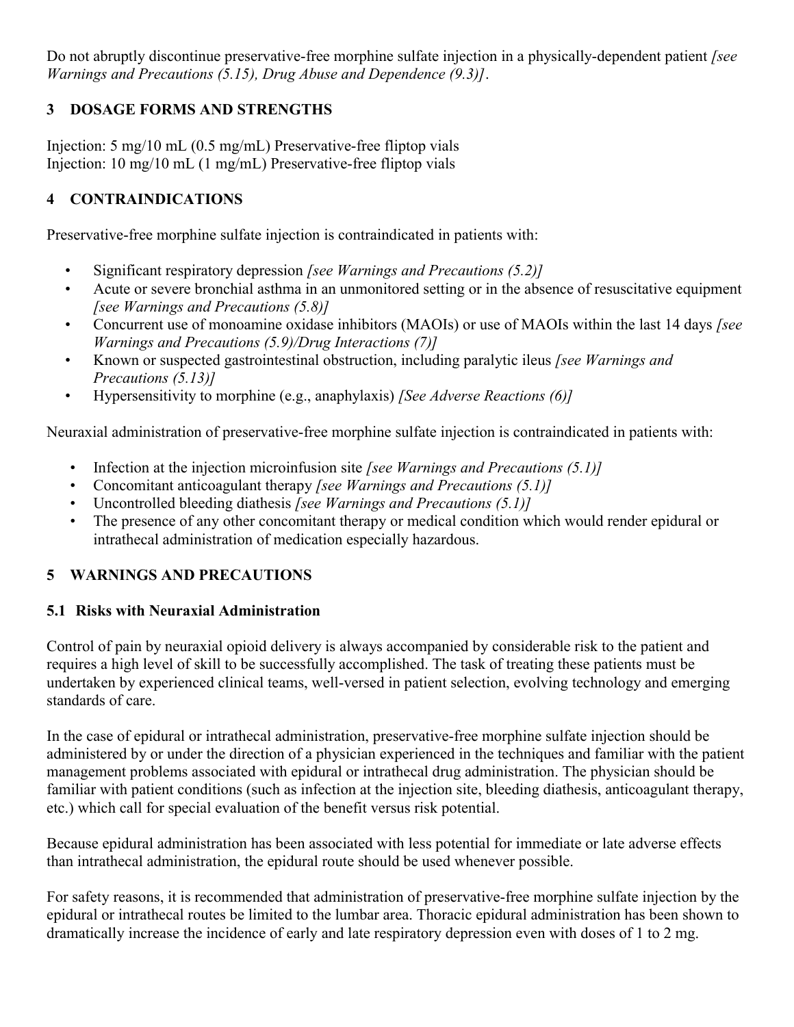Do not abruptly discontinue preservative-free morphine sulfate injection in a physically-dependent patient *[see Warnings and Precautions (5.15), Drug Abuse and Dependence (9.3)]*.

## 3 DOSAGE FORMS AND STRENGTHS

Injection: 5 mg/10 mL (0.5 mg/mL) Preservative-free fliptop vials
Injection: 10 mg/10 mL (1 mg/mL) Preservative-free fliptop vials

## 4 CONTRAINDICATIONS

Preservative-free morphine sulfate injection is contraindicated in patients with:

- Significant respiratory depression *[see Warnings and Precautions (5.2)]*
- Acute or severe bronchial asthma in an unmonitored setting or in the absence of resuscitative equipment *[see Warnings and Precautions (5.8)]*
- Concurrent use of monoamine oxidase inhibitors (MAOIs) or use of MAOIs within the last 14 days *[see Warnings and Precautions (5.9)/Drug Interactions (7)]*
- Known or suspected gastrointestinal obstruction, including paralytic ileus *[see Warnings and Precautions (5.13)]*
- Hypersensitivity to morphine (e.g., anaphylaxis) *[See Adverse Reactions (6)]*

Neuraxial administration of preservative-free morphine sulfate injection is contraindicated in patients with:

- Infection at the injection microinfusion site *[see Warnings and Precautions (5.1)]*
- Concomitant anticoagulant therapy *[see Warnings and Precautions (5.1)]*
- Uncontrolled bleeding diathesis *[see Warnings and Precautions (5.1)]*
- The presence of any other concomitant therapy or medical condition which would render epidural or intrathecal administration of medication especially hazardous.

## 5 WARNINGS AND PRECAUTIONS

### 5.1 Risks with Neuraxial Administration

Control of pain by neuraxial opioid delivery is always accompanied by considerable risk to the patient and requires a high level of skill to be successfully accomplished. The task of treating these patients must be undertaken by experienced clinical teams, well-versed in patient selection, evolving technology and emerging standards of care.

In the case of epidural or intrathecal administration, preservative-free morphine sulfate injection should be administered by or under the direction of a physician experienced in the techniques and familiar with the patient management problems associated with epidural or intrathecal drug administration. The physician should be familiar with patient conditions (such as infection at the injection site, bleeding diathesis, anticoagulant therapy, etc.) which call for special evaluation of the benefit versus risk potential.

Because epidural administration has been associated with less potential for immediate or late adverse effects than intrathecal administration, the epidural route should be used whenever possible.

For safety reasons, it is recommended that administration of preservative-free morphine sulfate injection by the epidural or intrathecal routes be limited to the lumbar area. Thoracic epidural administration has been shown to dramatically increase the incidence of early and late respiratory depression even with doses of 1 to 2 mg.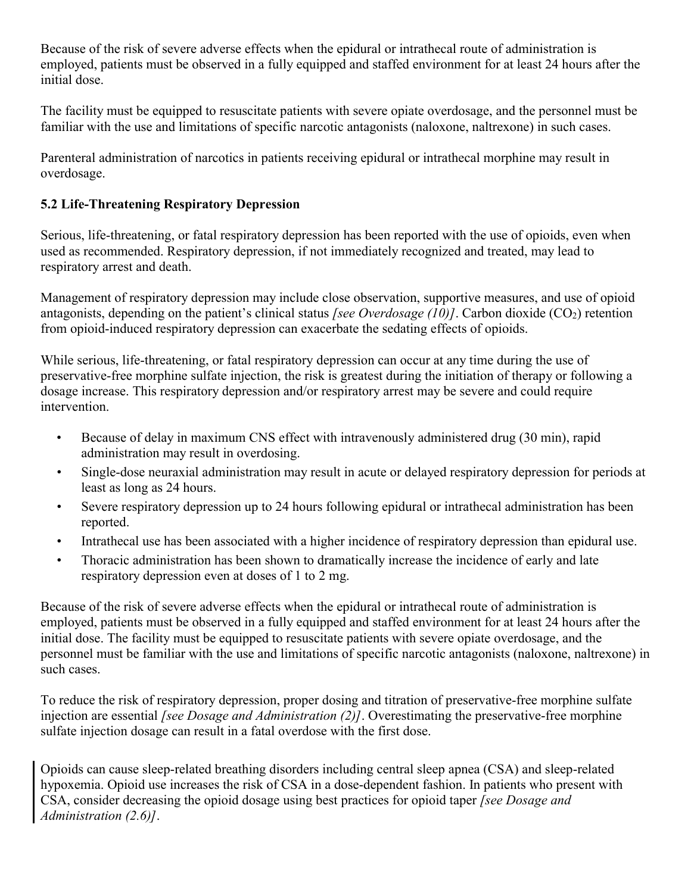Because of the risk of severe adverse effects when the epidural or intrathecal route of administration is employed, patients must be observed in a fully equipped and staffed environment for at least 24 hours after the initial dose.

The facility must be equipped to resuscitate patients with severe opiate overdosage, and the personnel must be familiar with the use and limitations of specific narcotic antagonists (naloxone, naltrexone) in such cases.

Parenteral administration of narcotics in patients receiving epidural or intrathecal morphine may result in overdosage.

### 5.2 Life-Threatening Respiratory Depression

Serious, life-threatening, or fatal respiratory depression has been reported with the use of opioids, even when used as recommended. Respiratory depression, if not immediately recognized and treated, may lead to respiratory arrest and death.

Management of respiratory depression may include close observation, supportive measures, and use of opioid antagonists, depending on the patient's clinical status *[see Overdosage (10)]*. Carbon dioxide ($CO_2$) retention from opioid-induced respiratory depression can exacerbate the sedating effects of opioids.

While serious, life-threatening, or fatal respiratory depression can occur at any time during the use of preservative-free morphine sulfate injection, the risk is greatest during the initiation of therapy or following a dosage increase. This respiratory depression and/or respiratory arrest may be severe and could require intervention.

- Because of delay in maximum CNS effect with intravenously administered drug (30 min), rapid administration may result in overdosing.
- Single-dose neuraxial administration may result in acute or delayed respiratory depression for periods at least as long as 24 hours.
- Severe respiratory depression up to 24 hours following epidural or intrathecal administration has been reported.
- Intrathecal use has been associated with a higher incidence of respiratory depression than epidural use.
- Thoracic administration has been shown to dramatically increase the incidence of early and late respiratory depression even at doses of 1 to 2 mg.

Because of the risk of severe adverse effects when the epidural or intrathecal route of administration is employed, patients must be observed in a fully equipped and staffed environment for at least 24 hours after the initial dose. The facility must be equipped to resuscitate patients with severe opiate overdosage, and the personnel must be familiar with the use and limitations of specific narcotic antagonists (naloxone, naltrexone) in such cases.

To reduce the risk of respiratory depression, proper dosing and titration of preservative-free morphine sulfate injection are essential *[see Dosage and Administration (2)]*. Overestimating the preservative-free morphine sulfate injection dosage can result in a fatal overdose with the first dose.

Opioids can cause sleep-related breathing disorders including central sleep apnea (CSA) and sleep-related hypoxemia. Opioid use increases the risk of CSA in a dose-dependent fashion. In patients who present with CSA, consider decreasing the opioid dosage using best practices for opioid taper *[see Dosage and Administration (2.6)]*.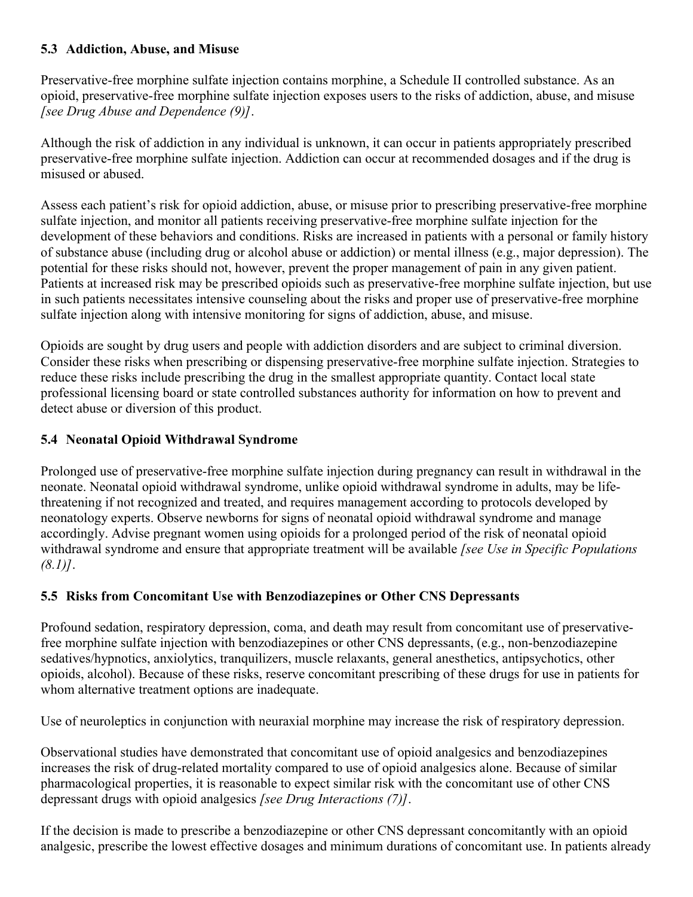### 5.3 Addiction, Abuse, and Misuse

Preservative-free morphine sulfate injection contains morphine, a Schedule II controlled substance. As an opioid, preservative-free morphine sulfate injection exposes users to the risks of addiction, abuse, and misuse *[see Drug Abuse and Dependence (9)]*.

Although the risk of addiction in any individual is unknown, it can occur in patients appropriately prescribed preservative-free morphine sulfate injection. Addiction can occur at recommended dosages and if the drug is misused or abused.

Assess each patient's risk for opioid addiction, abuse, or misuse prior to prescribing preservative-free morphine sulfate injection, and monitor all patients receiving preservative-free morphine sulfate injection for the development of these behaviors and conditions. Risks are increased in patients with a personal or family history of substance abuse (including drug or alcohol abuse or addiction) or mental illness (e.g., major depression). The potential for these risks should not, however, prevent the proper management of pain in any given patient. Patients at increased risk may be prescribed opioids such as preservative-free morphine sulfate injection, but use in such patients necessitates intensive counseling about the risks and proper use of preservative-free morphine sulfate injection along with intensive monitoring for signs of addiction, abuse, and misuse.

Opioids are sought by drug users and people with addiction disorders and are subject to criminal diversion. Consider these risks when prescribing or dispensing preservative-free morphine sulfate injection. Strategies to reduce these risks include prescribing the drug in the smallest appropriate quantity. Contact local state professional licensing board or state controlled substances authority for information on how to prevent and detect abuse or diversion of this product.

### 5.4 Neonatal Opioid Withdrawal Syndrome

Prolonged use of preservative-free morphine sulfate injection during pregnancy can result in withdrawal in the neonate. Neonatal opioid withdrawal syndrome, unlike opioid withdrawal syndrome in adults, may be life-threatening if not recognized and treated, and requires management according to protocols developed by neonatology experts. Observe newborns for signs of neonatal opioid withdrawal syndrome and manage accordingly. Advise pregnant women using opioids for a prolonged period of the risk of neonatal opioid withdrawal syndrome and ensure that appropriate treatment will be available *[see Use in Specific Populations (8.1)]*.

### 5.5 Risks from Concomitant Use with Benzodiazepines or Other CNS Depressants

Profound sedation, respiratory depression, coma, and death may result from concomitant use of preservative-free morphine sulfate injection with benzodiazepines or other CNS depressants, (e.g., non-benzodiazepine sedatives/hypnotics, anxiolytics, tranquilizers, muscle relaxants, general anesthetics, antipsychotics, other opioids, alcohol). Because of these risks, reserve concomitant prescribing of these drugs for use in patients for whom alternative treatment options are inadequate.

Use of neuroleptics in conjunction with neuraxial morphine may increase the risk of respiratory depression.

Observational studies have demonstrated that concomitant use of opioid analgesics and benzodiazepines increases the risk of drug-related mortality compared to use of opioid analgesics alone. Because of similar pharmacological properties, it is reasonable to expect similar risk with the concomitant use of other CNS depressant drugs with opioid analgesics *[see Drug Interactions (7)]*.

If the decision is made to prescribe a benzodiazepine or other CNS depressant concomitantly with an opioid analgesic, prescribe the lowest effective dosages and minimum durations of concomitant use. In patients already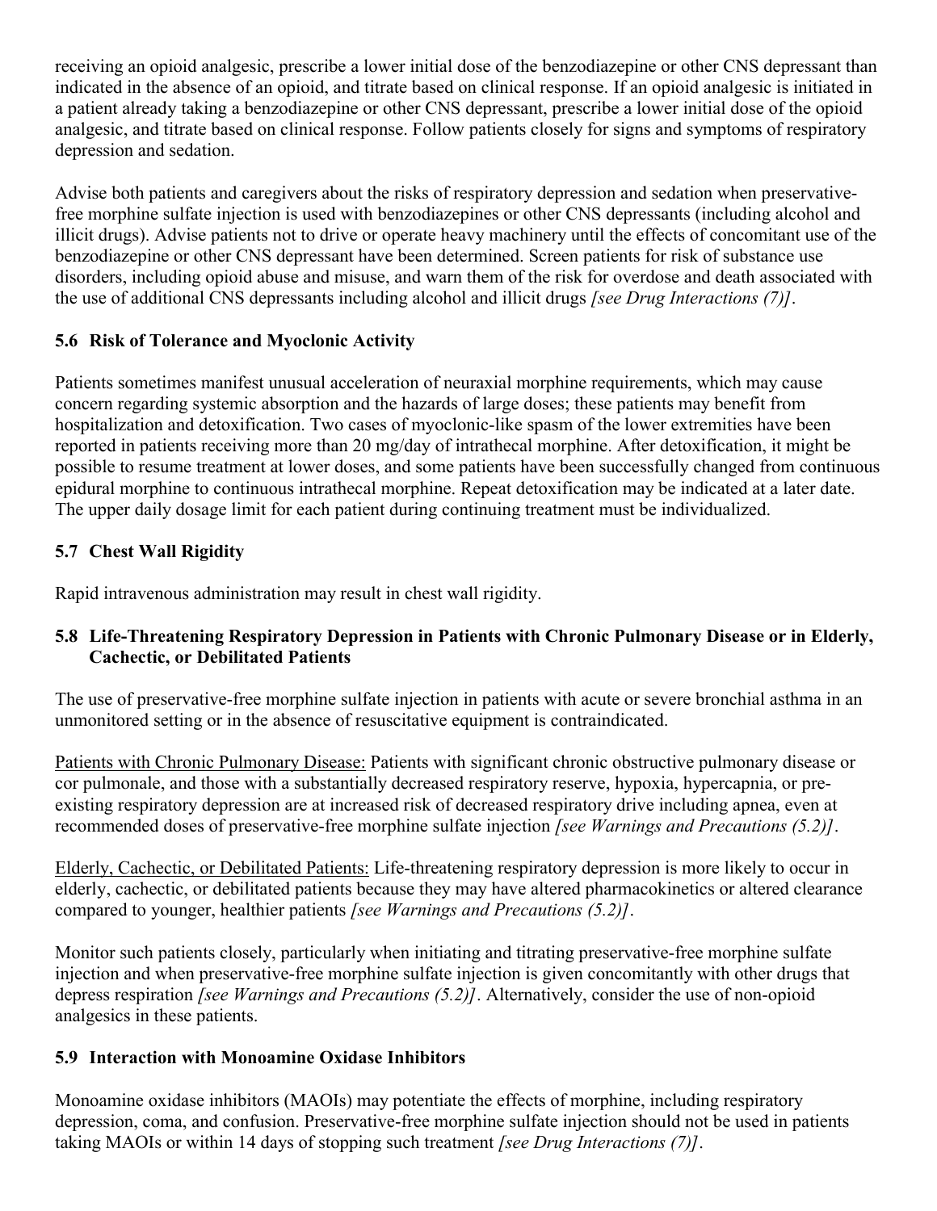receiving an opioid analgesic, prescribe a lower initial dose of the benzodiazepine or other CNS depressant than indicated in the absence of an opioid, and titrate based on clinical response. If an opioid analgesic is initiated in a patient already taking a benzodiazepine or other CNS depressant, prescribe a lower initial dose of the opioid analgesic, and titrate based on clinical response. Follow patients closely for signs and symptoms of respiratory depression and sedation.

Advise both patients and caregivers about the risks of respiratory depression and sedation when preservative-free morphine sulfate injection is used with benzodiazepines or other CNS depressants (including alcohol and illicit drugs). Advise patients not to drive or operate heavy machinery until the effects of concomitant use of the benzodiazepine or other CNS depressant have been determined. Screen patients for risk of substance use disorders, including opioid abuse and misuse, and warn them of the risk for overdose and death associated with the use of additional CNS depressants including alcohol and illicit drugs *[see Drug Interactions (7)]*.

### 5.6 Risk of Tolerance and Myoclonic Activity

Patients sometimes manifest unusual acceleration of neuraxial morphine requirements, which may cause concern regarding systemic absorption and the hazards of large doses; these patients may benefit from hospitalization and detoxification. Two cases of myoclonic-like spasm of the lower extremities have been reported in patients receiving more than 20 mg/day of intrathecal morphine. After detoxification, it might be possible to resume treatment at lower doses, and some patients have been successfully changed from continuous epidural morphine to continuous intrathecal morphine. Repeat detoxification may be indicated at a later date. The upper daily dosage limit for each patient during continuing treatment must be individualized.

### 5.7 Chest Wall Rigidity

Rapid intravenous administration may result in chest wall rigidity.

### 5.8 Life-Threatening Respiratory Depression in Patients with Chronic Pulmonary Disease or in Elderly, Cachectic, or Debilitated Patients

The use of preservative-free morphine sulfate injection in patients with acute or severe bronchial asthma in an unmonitored setting or in the absence of resuscitative equipment is contraindicated.

<u>Patients with Chronic Pulmonary Disease:</u> Patients with significant chronic obstructive pulmonary disease or cor pulmonale, and those with a substantially decreased respiratory reserve, hypoxia, hypercapnia, or pre-existing respiratory depression are at increased risk of decreased respiratory drive including apnea, even at recommended doses of preservative-free morphine sulfate injection *[see Warnings and Precautions (5.2)]*.

<u>Elderly, Cachectic, or Debilitated Patients:</u> Life-threatening respiratory depression is more likely to occur in elderly, cachectic, or debilitated patients because they may have altered pharmacokinetics or altered clearance compared to younger, healthier patients *[see Warnings and Precautions (5.2)]*.

Monitor such patients closely, particularly when initiating and titrating preservative-free morphine sulfate injection and when preservative-free morphine sulfate injection is given concomitantly with other drugs that depress respiration *[see Warnings and Precautions (5.2)]*. Alternatively, consider the use of non-opioid analgesics in these patients.

### 5.9 Interaction with Monoamine Oxidase Inhibitors

Monoamine oxidase inhibitors (MAOIs) may potentiate the effects of morphine, including respiratory depression, coma, and confusion. Preservative-free morphine sulfate injection should not be used in patients taking MAOIs or within 14 days of stopping such treatment *[see Drug Interactions (7)]*.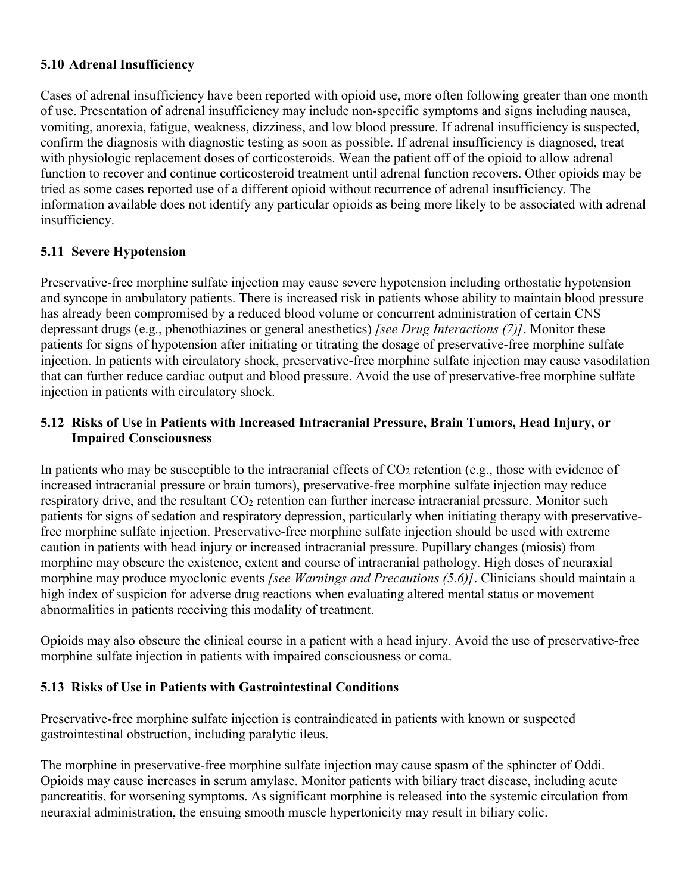### 5.10 Adrenal Insufficiency

Cases of adrenal insufficiency have been reported with opioid use, more often following greater than one month of use. Presentation of adrenal insufficiency may include non-specific symptoms and signs including nausea, vomiting, anorexia, fatigue, weakness, dizziness, and low blood pressure. If adrenal insufficiency is suspected, confirm the diagnosis with diagnostic testing as soon as possible. If adrenal insufficiency is diagnosed, treat with physiologic replacement doses of corticosteroids. Wean the patient off of the opioid to allow adrenal function to recover and continue corticosteroid treatment until adrenal function recovers. Other opioids may be tried as some cases reported use of a different opioid without recurrence of adrenal insufficiency. The information available does not identify any particular opioids as being more likely to be associated with adrenal insufficiency.

### 5.11 Severe Hypotension

Preservative-free morphine sulfate injection may cause severe hypotension including orthostatic hypotension and syncope in ambulatory patients. There is increased risk in patients whose ability to maintain blood pressure has already been compromised by a reduced blood volume or concurrent administration of certain CNS depressant drugs (e.g., phenothiazines or general anesthetics) *[see Drug Interactions (7)]*. Monitor these patients for signs of hypotension after initiating or titrating the dosage of preservative-free morphine sulfate injection. In patients with circulatory shock, preservative-free morphine sulfate injection may cause vasodilation that can further reduce cardiac output and blood pressure. Avoid the use of preservative-free morphine sulfate injection in patients with circulatory shock.

### 5.12 Risks of Use in Patients with Increased Intracranial Pressure, Brain Tumors, Head Injury, or Impaired Consciousness

In patients who may be susceptible to the intracranial effects of $CO_2$ retention (e.g., those with evidence of increased intracranial pressure or brain tumors), preservative-free morphine sulfate injection may reduce respiratory drive, and the resultant $CO_2$ retention can further increase intracranial pressure. Monitor such patients for signs of sedation and respiratory depression, particularly when initiating therapy with preservative-free morphine sulfate injection. Preservative-free morphine sulfate injection should be used with extreme caution in patients with head injury or increased intracranial pressure. Pupillary changes (miosis) from morphine may obscure the existence, extent and course of intracranial pathology. High doses of neuraxial morphine may produce myoclonic events *[see Warnings and Precautions (5.6)]*. Clinicians should maintain a high index of suspicion for adverse drug reactions when evaluating altered mental status or movement abnormalities in patients receiving this modality of treatment.

Opioids may also obscure the clinical course in a patient with a head injury. Avoid the use of preservative-free morphine sulfate injection in patients with impaired consciousness or coma.

### 5.13 Risks of Use in Patients with Gastrointestinal Conditions

Preservative-free morphine sulfate injection is contraindicated in patients with known or suspected gastrointestinal obstruction, including paralytic ileus.

The morphine in preservative-free morphine sulfate injection may cause spasm of the sphincter of Oddi. Opioids may cause increases in serum amylase. Monitor patients with biliary tract disease, including acute pancreatitis, for worsening symptoms. As significant morphine is released into the systemic circulation from neuraxial administration, the ensuing smooth muscle hypertonicity may result in biliary colic.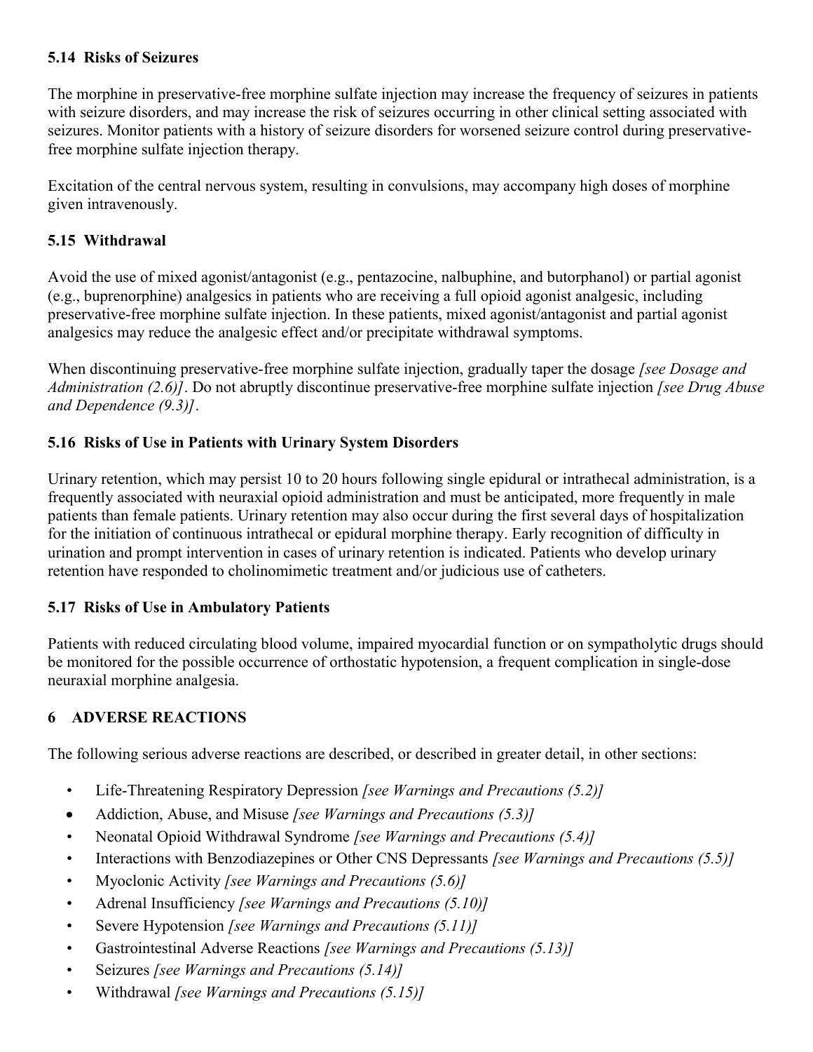### 5.14 Risks of Seizures

The morphine in preservative-free morphine sulfate injection may increase the frequency of seizures in patients with seizure disorders, and may increase the risk of seizures occurring in other clinical setting associated with seizures. Monitor patients with a history of seizure disorders for worsened seizure control during preservative-free morphine sulfate injection therapy.

Excitation of the central nervous system, resulting in convulsions, may accompany high doses of morphine given intravenously.

### 5.15 Withdrawal

Avoid the use of mixed agonist/antagonist (e.g., pentazocine, nalbuphine, and butorphanol) or partial agonist (e.g., buprenorphine) analgesics in patients who are receiving a full opioid agonist analgesic, including preservative-free morphine sulfate injection. In these patients, mixed agonist/antagonist and partial agonist analgesics may reduce the analgesic effect and/or precipitate withdrawal symptoms.

When discontinuing preservative-free morphine sulfate injection, gradually taper the dosage *[see Dosage and Administration (2.6)]*. Do not abruptly discontinue preservative-free morphine sulfate injection *[see Drug Abuse and Dependence (9.3)]*.

### 5.16 Risks of Use in Patients with Urinary System Disorders

Urinary retention, which may persist 10 to 20 hours following single epidural or intrathecal administration, is a frequently associated with neuraxial opioid administration and must be anticipated, more frequently in male patients than female patients. Urinary retention may also occur during the first several days of hospitalization for the initiation of continuous intrathecal or epidural morphine therapy. Early recognition of difficulty in urination and prompt intervention in cases of urinary retention is indicated. Patients who develop urinary retention have responded to cholinomimetic treatment and/or judicious use of catheters.

### 5.17 Risks of Use in Ambulatory Patients

Patients with reduced circulating blood volume, impaired myocardial function or on sympatholytic drugs should be monitored for the possible occurrence of orthostatic hypotension, a frequent complication in single-dose neuraxial morphine analgesia.

## 6 ADVERSE REACTIONS

The following serious adverse reactions are described, or described in greater detail, in other sections:

- Life-Threatening Respiratory Depression *[see Warnings and Precautions (5.2)]*
- Addiction, Abuse, and Misuse *[see Warnings and Precautions (5.3)]*
- Neonatal Opioid Withdrawal Syndrome *[see Warnings and Precautions (5.4)]*
- Interactions with Benzodiazepines or Other CNS Depressants *[see Warnings and Precautions (5.5)]*
- Myoclonic Activity *[see Warnings and Precautions (5.6)]*
- Adrenal Insufficiency *[see Warnings and Precautions (5.10)]*
- Severe Hypotension *[see Warnings and Precautions (5.11)]*
- Gastrointestinal Adverse Reactions *[see Warnings and Precautions (5.13)]*
- Seizures *[see Warnings and Precautions (5.14)]*
- Withdrawal *[see Warnings and Precautions (5.15)]*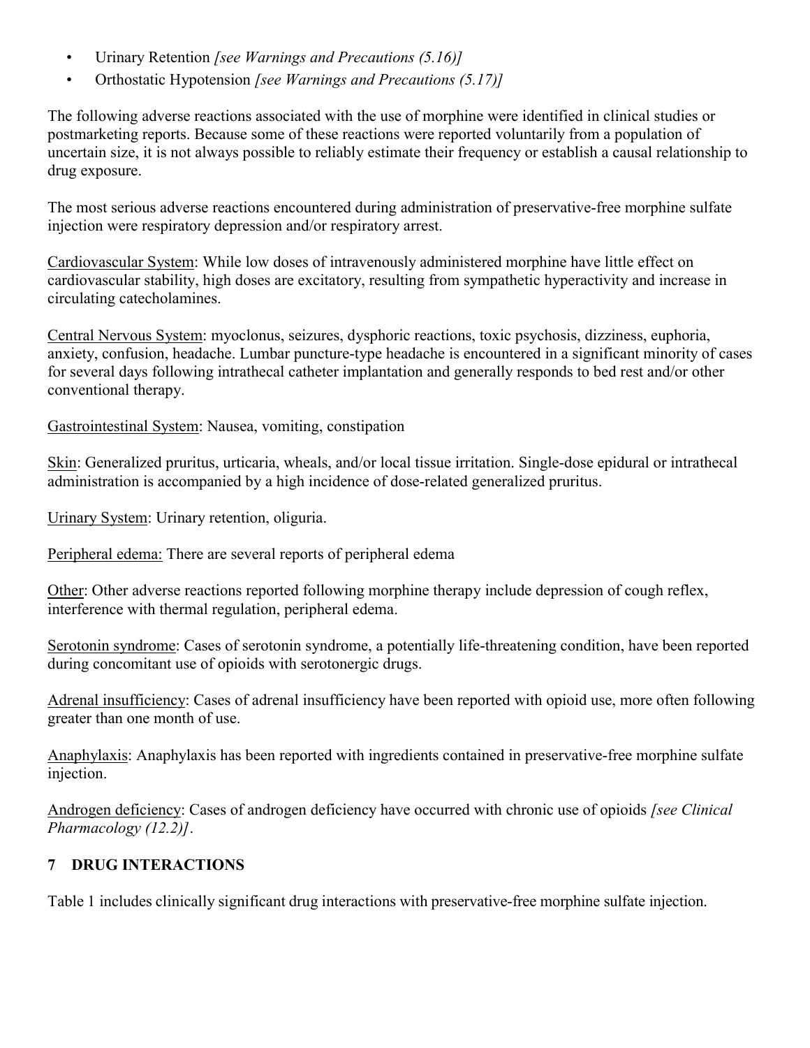- Urinary Retention *[see Warnings and Precautions (5.16)]*
- Orthostatic Hypotension *[see Warnings and Precautions (5.17)]*

The following adverse reactions associated with the use of morphine were identified in clinical studies or postmarketing reports. Because some of these reactions were reported voluntarily from a population of uncertain size, it is not always possible to reliably estimate their frequency or establish a causal relationship to drug exposure.

The most serious adverse reactions encountered during administration of preservative-free morphine sulfate injection were respiratory depression and/or respiratory arrest.

Cardiovascular System: While low doses of intravenously administered morphine have little effect on cardiovascular stability, high doses are excitatory, resulting from sympathetic hyperactivity and increase in circulating catecholamines.

Central Nervous System: myoclonus, seizures, dysphoric reactions, toxic psychosis, dizziness, euphoria, anxiety, confusion, headache. Lumbar puncture-type headache is encountered in a significant minority of cases for several days following intrathecal catheter implantation and generally responds to bed rest and/or other conventional therapy.

Gastrointestinal System: Nausea, vomiting, constipation

Skin: Generalized pruritus, urticaria, wheals, and/or local tissue irritation. Single-dose epidural or intrathecal administration is accompanied by a high incidence of dose-related generalized pruritus.

Urinary System: Urinary retention, oliguria.

Peripheral edema: There are several reports of peripheral edema

Other: Other adverse reactions reported following morphine therapy include depression of cough reflex, interference with thermal regulation, peripheral edema.

Serotonin syndrome: Cases of serotonin syndrome, a potentially life-threatening condition, have been reported during concomitant use of opioids with serotonergic drugs.

Adrenal insufficiency: Cases of adrenal insufficiency have been reported with opioid use, more often following greater than one month of use.

Anaphylaxis: Anaphylaxis has been reported with ingredients contained in preservative-free morphine sulfate injection.

Androgen deficiency: Cases of androgen deficiency have occurred with chronic use of opioids *[see Clinical Pharmacology (12.2)]*.

## 7 DRUG INTERACTIONS

Table 1 includes clinically significant drug interactions with preservative-free morphine sulfate injection.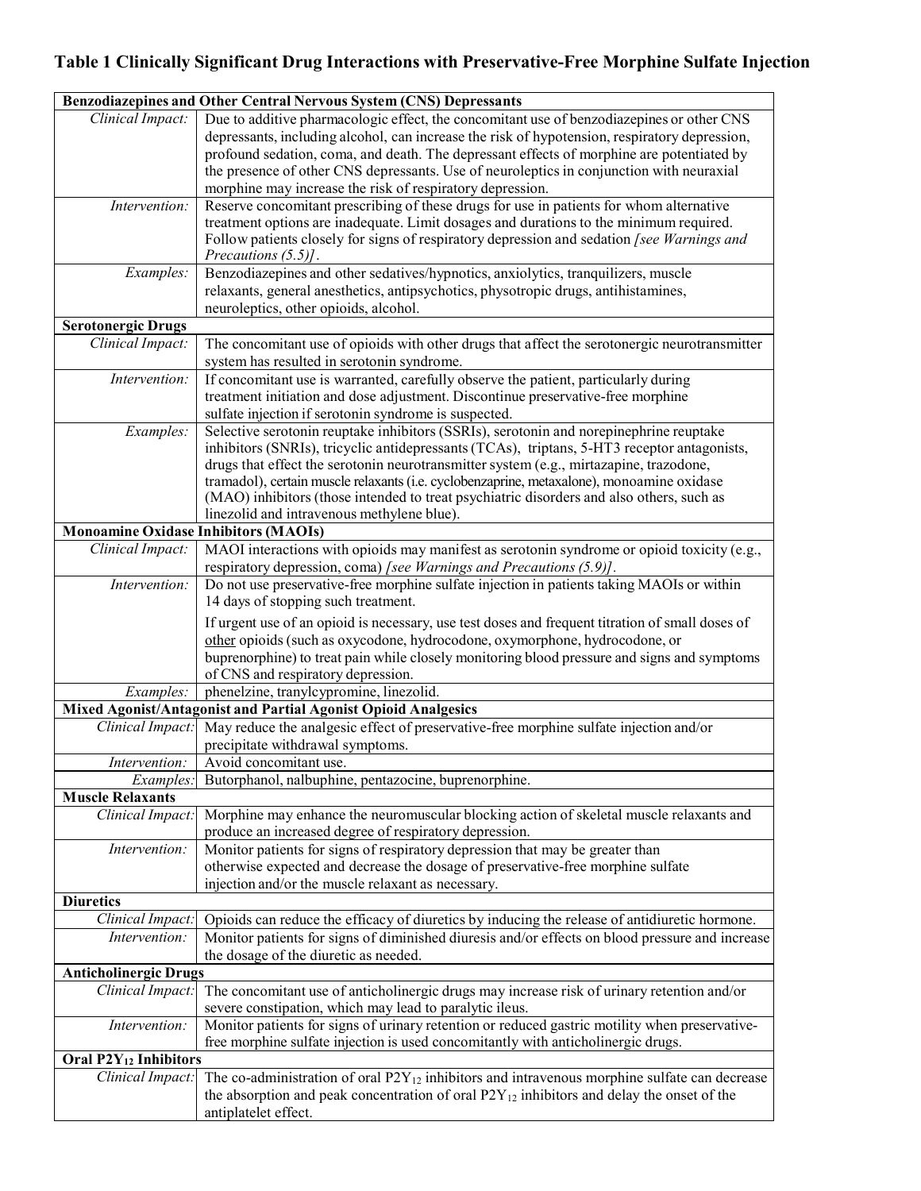**Table 1 Clinically Significant Drug Interactions with Preservative-Free Morphine Sulfate Injection**

| | |
|---|---|
| **Benzodiazepines and Other Central Nervous System (CNS) Depressants** | |
| *Clinical Impact:* | Due to additive pharmacologic effect, the concomitant use of benzodiazepines or other CNS depressants, including alcohol, can increase the risk of hypotension, respiratory depression, profound sedation, coma, and death. The depressant effects of morphine are potentiated by the presence of other CNS depressants. Use of neuroleptics in conjunction with neuraxial morphine may increase the risk of respiratory depression. |
| *Intervention:* | Reserve concomitant prescribing of these drugs for use in patients for whom alternative treatment options are inadequate. Limit dosages and durations to the minimum required. Follow patients closely for signs of respiratory depression and sedation *[see Warnings and Precautions (5.5)]*. |
| *Examples:* | Benzodiazepines and other sedatives/hypnotics, anxiolytics, tranquilizers, muscle relaxants, general anesthetics, antipsychotics, physotropic drugs, antihistamines, neuroleptics, other opioids, alcohol. |
| **Serotonergic Drugs** | |
| *Clinical Impact:* | The concomitant use of opioids with other drugs that affect the serotonergic neurotransmitter system has resulted in serotonin syndrome. |
| *Intervention:* | If concomitant use is warranted, carefully observe the patient, particularly during treatment initiation and dose adjustment. Discontinue preservative-free morphine sulfate injection if serotonin syndrome is suspected. |
| *Examples:* | Selective serotonin reuptake inhibitors (SSRIs), serotonin and norepinephrine reuptake inhibitors (SNRIs), tricyclic antidepressants (TCAs), triptans, 5-HT3 receptor antagonists, drugs that effect the serotonin neurotransmitter system (e.g., mirtazapine, trazodone, tramadol), certain muscle relaxants (i.e. cyclobenzaprine, metaxalone), monoamine oxidase (MAO) inhibitors (those intended to treat psychiatric disorders and also others, such as linezolid and intravenous methylene blue). |
| **Monoamine Oxidase Inhibitors (MAOIs)** | |
| *Clinical Impact:* | MAOI interactions with opioids may manifest as serotonin syndrome or opioid toxicity (e.g., respiratory depression, coma) *[see Warnings and Precautions (5.9)]*. |
| *Intervention:* | Do not use preservative-free morphine sulfate injection in patients taking MAOIs or within 14 days of stopping such treatment.<br><br>If urgent use of an opioid is necessary, use test doses and frequent titration of small doses of <u>other</u> opioids (such as oxycodone, hydrocodone, oxymorphone, hydrocodone, or buprenorphine) to treat pain while closely monitoring blood pressure and signs and symptoms of CNS and respiratory depression. |
| *Examples:* | phenelzine, tranylcypromine, linezolid. |
| **Mixed Agonist/Antagonist and Partial Agonist Opioid Analgesics** | |
| *Clinical Impact:* | May reduce the analgesic effect of preservative-free morphine sulfate injection and/or precipitate withdrawal symptoms. |
| *Intervention:* | Avoid concomitant use. |
| *Examples:* | Butorphanol, nalbuphine, pentazocine, buprenorphine. |
| **Muscle Relaxants** | |
| *Clinical Impact:* | Morphine may enhance the neuromuscular blocking action of skeletal muscle relaxants and produce an increased degree of respiratory depression. |
| *Intervention:* | Monitor patients for signs of respiratory depression that may be greater than otherwise expected and decrease the dosage of preservative-free morphine sulfate injection and/or the muscle relaxant as necessary. |
| **Diuretics** | |
| *Clinical Impact:* | Opioids can reduce the efficacy of diuretics by inducing the release of antidiuretic hormone. |
| *Intervention:* | Monitor patients for signs of diminished diuresis and/or effects on blood pressure and increase the dosage of the diuretic as needed. |
| **Anticholinergic Drugs** | |
| *Clinical Impact:* | The concomitant use of anticholinergic drugs may increase risk of urinary retention and/or severe constipation, which may lead to paralytic ileus. |
| *Intervention:* | Monitor patients for signs of urinary retention or reduced gastric motility when preservative-free morphine sulfate injection is used concomitantly with anticholinergic drugs. |
| **Oral $P2Y_{12}$ Inhibitors** | |
| *Clinical Impact:* | The co-administration of oral $P2Y_{12}$ inhibitors and intravenous morphine sulfate can decrease the absorption and peak concentration of oral $P2Y_{12}$ inhibitors and delay the onset of the antiplatelet effect. |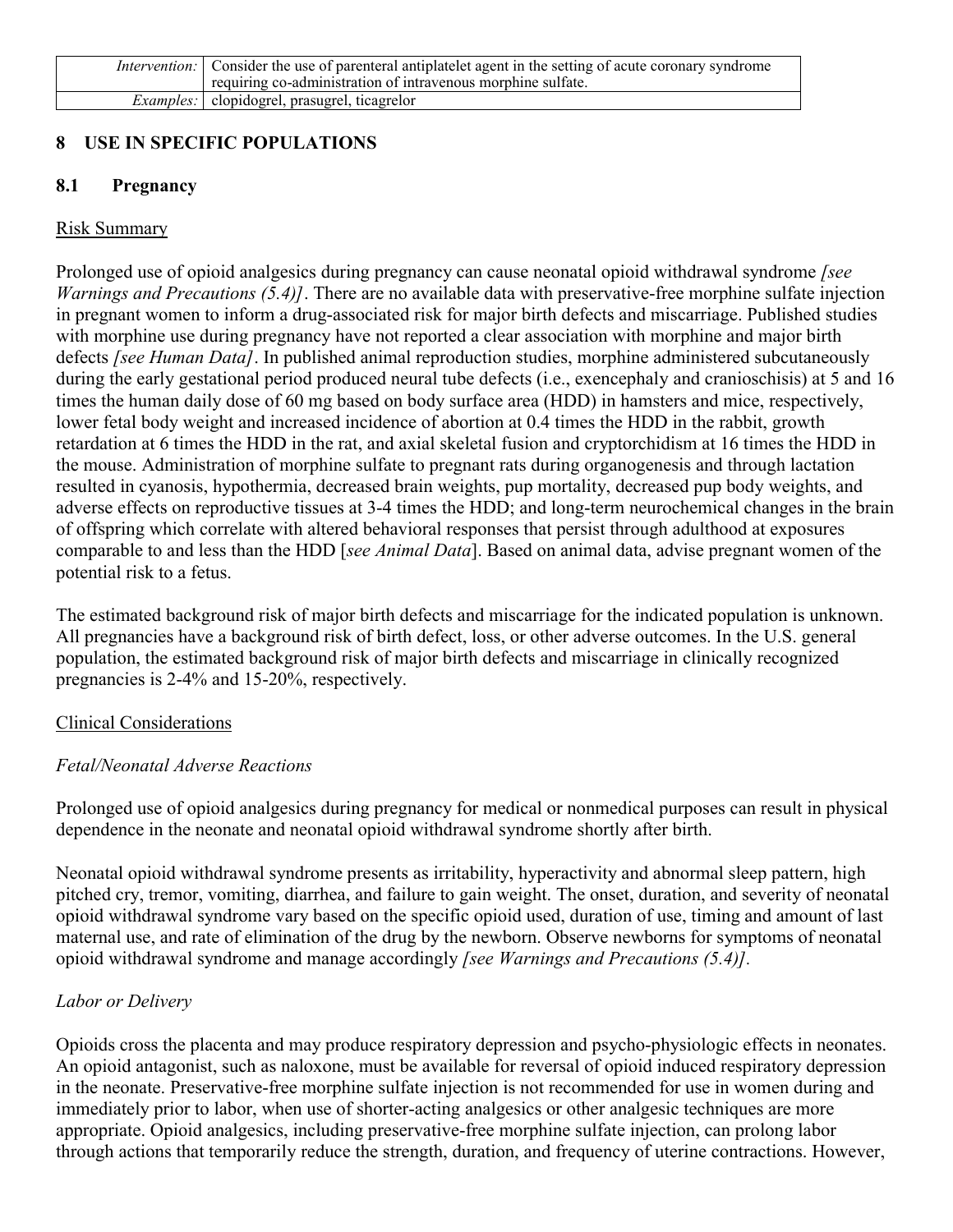| | |
|---|---|
| *Intervention:* | Consider the use of parenteral antiplatelet agent in the setting of acute coronary syndrome requiring co-administration of intravenous morphine sulfate. |
| *Examples:* | clopidogrel, prasugrel, ticagrelor |

## 8 USE IN SPECIFIC POPULATIONS

### 8.1 Pregnancy

Risk Summary

Prolonged use of opioid analgesics during pregnancy can cause neonatal opioid withdrawal syndrome *[see Warnings and Precautions (5.4)]*. There are no available data with preservative-free morphine sulfate injection in pregnant women to inform a drug-associated risk for major birth defects and miscarriage. Published studies with morphine use during pregnancy have not reported a clear association with morphine and major birth defects *[see Human Data]*. In published animal reproduction studies, morphine administered subcutaneously during the early gestational period produced neural tube defects (i.e., exencephaly and cranioschisis) at 5 and 16 times the human daily dose of 60 mg based on body surface area (HDD) in hamsters and mice, respectively, lower fetal body weight and increased incidence of abortion at 0.4 times the HDD in the rabbit, growth retardation at 6 times the HDD in the rat, and axial skeletal fusion and cryptorchidism at 16 times the HDD in the mouse. Administration of morphine sulfate to pregnant rats during organogenesis and through lactation resulted in cyanosis, hypothermia, decreased brain weights, pup mortality, decreased pup body weights, and adverse effects on reproductive tissues at 3-4 times the HDD; and long-term neurochemical changes in the brain of offspring which correlate with altered behavioral responses that persist through adulthood at exposures comparable to and less than the HDD [*see Animal Data*]. Based on animal data, advise pregnant women of the potential risk to a fetus.

The estimated background risk of major birth defects and miscarriage for the indicated population is unknown. All pregnancies have a background risk of birth defect, loss, or other adverse outcomes. In the U.S. general population, the estimated background risk of major birth defects and miscarriage in clinically recognized pregnancies is 2-4% and 15-20%, respectively.

Clinical Considerations

*Fetal/Neonatal Adverse Reactions*

Prolonged use of opioid analgesics during pregnancy for medical or nonmedical purposes can result in physical dependence in the neonate and neonatal opioid withdrawal syndrome shortly after birth.

Neonatal opioid withdrawal syndrome presents as irritability, hyperactivity and abnormal sleep pattern, high pitched cry, tremor, vomiting, diarrhea, and failure to gain weight. The onset, duration, and severity of neonatal opioid withdrawal syndrome vary based on the specific opioid used, duration of use, timing and amount of last maternal use, and rate of elimination of the drug by the newborn. Observe newborns for symptoms of neonatal opioid withdrawal syndrome and manage accordingly *[see Warnings and Precautions (5.4)].*

*Labor or Delivery*

Opioids cross the placenta and may produce respiratory depression and psycho-physiologic effects in neonates. An opioid antagonist, such as naloxone, must be available for reversal of opioid induced respiratory depression in the neonate. Preservative-free morphine sulfate injection is not recommended for use in women during and immediately prior to labor, when use of shorter-acting analgesics or other analgesic techniques are more appropriate. Opioid analgesics, including preservative-free morphine sulfate injection, can prolong labor through actions that temporarily reduce the strength, duration, and frequency of uterine contractions. However,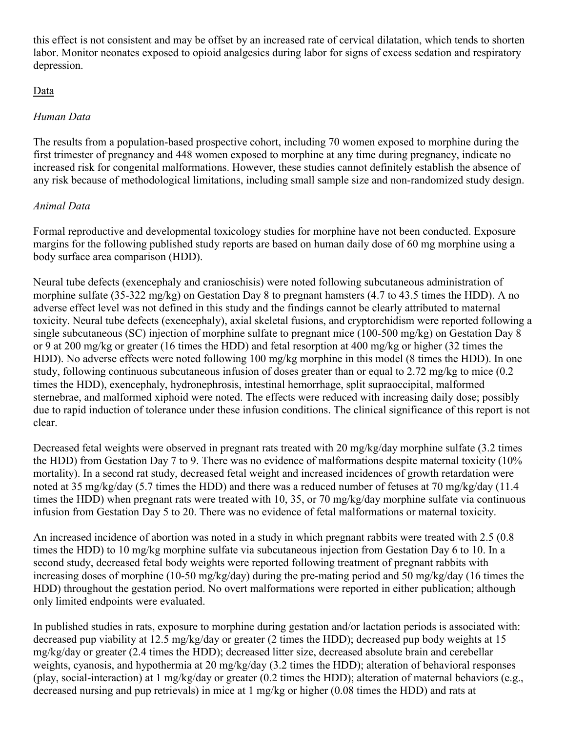this effect is not consistent and may be offset by an increased rate of cervical dilatation, which tends to shorten labor. Monitor neonates exposed to opioid analgesics during labor for signs of excess sedation and respiratory depression.

Data

*Human Data*

The results from a population-based prospective cohort, including 70 women exposed to morphine during the first trimester of pregnancy and 448 women exposed to morphine at any time during pregnancy, indicate no increased risk for congenital malformations. However, these studies cannot definitely establish the absence of any risk because of methodological limitations, including small sample size and non-randomized study design.

*Animal Data*

Formal reproductive and developmental toxicology studies for morphine have not been conducted. Exposure margins for the following published study reports are based on human daily dose of 60 mg morphine using a body surface area comparison (HDD).

Neural tube defects (exencephaly and cranioschisis) were noted following subcutaneous administration of morphine sulfate (35-322 mg/kg) on Gestation Day 8 to pregnant hamsters (4.7 to 43.5 times the HDD). A no adverse effect level was not defined in this study and the findings cannot be clearly attributed to maternal toxicity. Neural tube defects (exencephaly), axial skeletal fusions, and cryptorchidism were reported following a single subcutaneous (SC) injection of morphine sulfate to pregnant mice (100-500 mg/kg) on Gestation Day 8 or 9 at 200 mg/kg or greater (16 times the HDD) and fetal resorption at 400 mg/kg or higher (32 times the HDD). No adverse effects were noted following 100 mg/kg morphine in this model (8 times the HDD). In one study, following continuous subcutaneous infusion of doses greater than or equal to 2.72 mg/kg to mice (0.2 times the HDD), exencephaly, hydronephrosis, intestinal hemorrhage, split supraoccipital, malformed sternebrae, and malformed xiphoid were noted. The effects were reduced with increasing daily dose; possibly due to rapid induction of tolerance under these infusion conditions. The clinical significance of this report is not clear.

Decreased fetal weights were observed in pregnant rats treated with 20 mg/kg/day morphine sulfate (3.2 times the HDD) from Gestation Day 7 to 9. There was no evidence of malformations despite maternal toxicity (10% mortality). In a second rat study, decreased fetal weight and increased incidences of growth retardation were noted at 35 mg/kg/day (5.7 times the HDD) and there was a reduced number of fetuses at 70 mg/kg/day (11.4 times the HDD) when pregnant rats were treated with 10, 35, or 70 mg/kg/day morphine sulfate via continuous infusion from Gestation Day 5 to 20. There was no evidence of fetal malformations or maternal toxicity.

An increased incidence of abortion was noted in a study in which pregnant rabbits were treated with 2.5 (0.8 times the HDD) to 10 mg/kg morphine sulfate via subcutaneous injection from Gestation Day 6 to 10. In a second study, decreased fetal body weights were reported following treatment of pregnant rabbits with increasing doses of morphine (10-50 mg/kg/day) during the pre-mating period and 50 mg/kg/day (16 times the HDD) throughout the gestation period. No overt malformations were reported in either publication; although only limited endpoints were evaluated.

In published studies in rats, exposure to morphine during gestation and/or lactation periods is associated with: decreased pup viability at 12.5 mg/kg/day or greater (2 times the HDD); decreased pup body weights at 15 mg/kg/day or greater (2.4 times the HDD); decreased litter size, decreased absolute brain and cerebellar weights, cyanosis, and hypothermia at 20 mg/kg/day (3.2 times the HDD); alteration of behavioral responses (play, social-interaction) at 1 mg/kg/day or greater (0.2 times the HDD); alteration of maternal behaviors (e.g., decreased nursing and pup retrievals) in mice at 1 mg/kg or higher (0.08 times the HDD) and rats at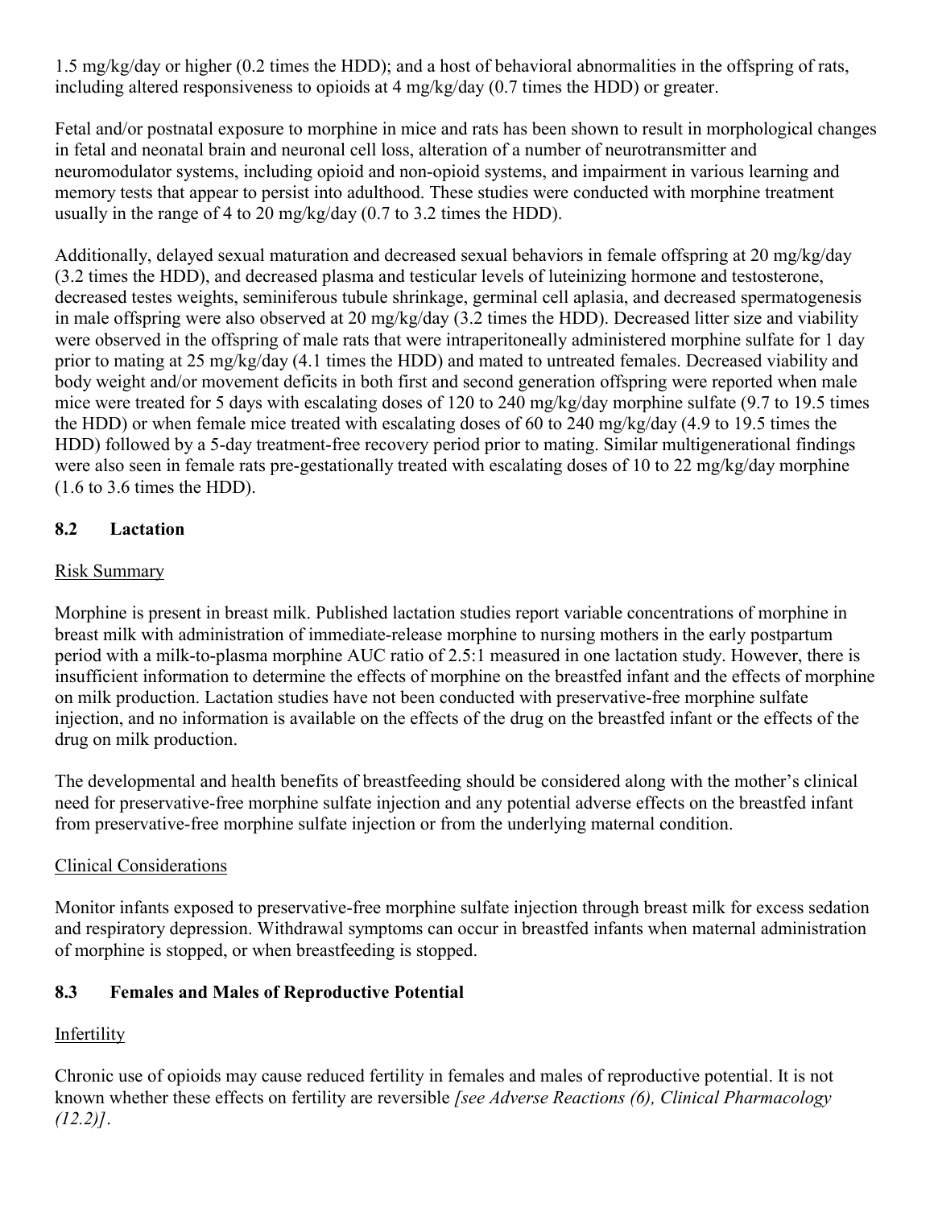1.5 mg/kg/day or higher (0.2 times the HDD); and a host of behavioral abnormalities in the offspring of rats, including altered responsiveness to opioids at 4 mg/kg/day (0.7 times the HDD) or greater.

Fetal and/or postnatal exposure to morphine in mice and rats has been shown to result in morphological changes in fetal and neonatal brain and neuronal cell loss, alteration of a number of neurotransmitter and neuromodulator systems, including opioid and non-opioid systems, and impairment in various learning and memory tests that appear to persist into adulthood. These studies were conducted with morphine treatment usually in the range of 4 to 20 mg/kg/day (0.7 to 3.2 times the HDD).

Additionally, delayed sexual maturation and decreased sexual behaviors in female offspring at 20 mg/kg/day (3.2 times the HDD), and decreased plasma and testicular levels of luteinizing hormone and testosterone, decreased testes weights, seminiferous tubule shrinkage, germinal cell aplasia, and decreased spermatogenesis in male offspring were also observed at 20 mg/kg/day (3.2 times the HDD). Decreased litter size and viability were observed in the offspring of male rats that were intraperitoneally administered morphine sulfate for 1 day prior to mating at 25 mg/kg/day (4.1 times the HDD) and mated to untreated females. Decreased viability and body weight and/or movement deficits in both first and second generation offspring were reported when male mice were treated for 5 days with escalating doses of 120 to 240 mg/kg/day morphine sulfate (9.7 to 19.5 times the HDD) or when female mice treated with escalating doses of 60 to 240 mg/kg/day (4.9 to 19.5 times the HDD) followed by a 5-day treatment-free recovery period prior to mating. Similar multigenerational findings were also seen in female rats pre-gestationally treated with escalating doses of 10 to 22 mg/kg/day morphine (1.6 to 3.6 times the HDD).

## 8.2 Lactation

Risk Summary

Morphine is present in breast milk. Published lactation studies report variable concentrations of morphine in breast milk with administration of immediate-release morphine to nursing mothers in the early postpartum period with a milk-to-plasma morphine AUC ratio of 2.5:1 measured in one lactation study. However, there is insufficient information to determine the effects of morphine on the breastfed infant and the effects of morphine on milk production. Lactation studies have not been conducted with preservative-free morphine sulfate injection, and no information is available on the effects of the drug on the breastfed infant or the effects of the drug on milk production.

The developmental and health benefits of breastfeeding should be considered along with the mother's clinical need for preservative-free morphine sulfate injection and any potential adverse effects on the breastfed infant from preservative-free morphine sulfate injection or from the underlying maternal condition.

Clinical Considerations

Monitor infants exposed to preservative-free morphine sulfate injection through breast milk for excess sedation and respiratory depression. Withdrawal symptoms can occur in breastfed infants when maternal administration of morphine is stopped, or when breastfeeding is stopped.

## 8.3 Females and Males of Reproductive Potential

Infertility

Chronic use of opioids may cause reduced fertility in females and males of reproductive potential. It is not known whether these effects on fertility are reversible *[see Adverse Reactions (6), Clinical Pharmacology (12.2)]*.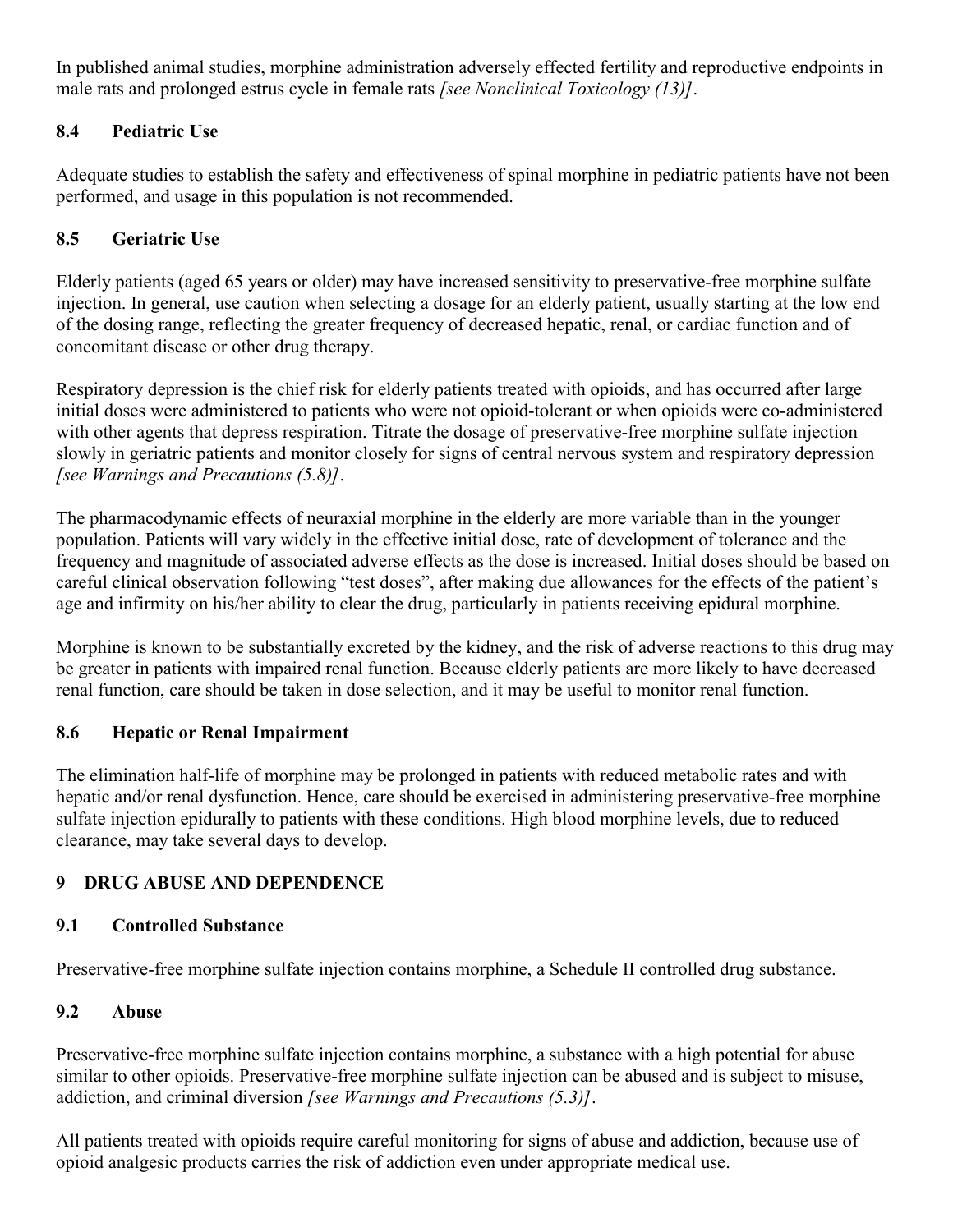In published animal studies, morphine administration adversely effected fertility and reproductive endpoints in male rats and prolonged estrus cycle in female rats *[see Nonclinical Toxicology (13)]*.

### 8.4 Pediatric Use

Adequate studies to establish the safety and effectiveness of spinal morphine in pediatric patients have not been performed, and usage in this population is not recommended.

### 8.5 Geriatric Use

Elderly patients (aged 65 years or older) may have increased sensitivity to preservative-free morphine sulfate injection. In general, use caution when selecting a dosage for an elderly patient, usually starting at the low end of the dosing range, reflecting the greater frequency of decreased hepatic, renal, or cardiac function and of concomitant disease or other drug therapy.

Respiratory depression is the chief risk for elderly patients treated with opioids, and has occurred after large initial doses were administered to patients who were not opioid-tolerant or when opioids were co-administered with other agents that depress respiration. Titrate the dosage of preservative-free morphine sulfate injection slowly in geriatric patients and monitor closely for signs of central nervous system and respiratory depression *[see Warnings and Precautions (5.8)]*.

The pharmacodynamic effects of neuraxial morphine in the elderly are more variable than in the younger population. Patients will vary widely in the effective initial dose, rate of development of tolerance and the frequency and magnitude of associated adverse effects as the dose is increased. Initial doses should be based on careful clinical observation following "test doses", after making due allowances for the effects of the patient's age and infirmity on his/her ability to clear the drug, particularly in patients receiving epidural morphine.

Morphine is known to be substantially excreted by the kidney, and the risk of adverse reactions to this drug may be greater in patients with impaired renal function. Because elderly patients are more likely to have decreased renal function, care should be taken in dose selection, and it may be useful to monitor renal function.

### 8.6 Hepatic or Renal Impairment

The elimination half-life of morphine may be prolonged in patients with reduced metabolic rates and with hepatic and/or renal dysfunction. Hence, care should be exercised in administering preservative-free morphine sulfate injection epidurally to patients with these conditions. High blood morphine levels, due to reduced clearance, may take several days to develop.

## 9 DRUG ABUSE AND DEPENDENCE

### 9.1 Controlled Substance

Preservative-free morphine sulfate injection contains morphine, a Schedule II controlled drug substance.

### 9.2 Abuse

Preservative-free morphine sulfate injection contains morphine, a substance with a high potential for abuse similar to other opioids. Preservative-free morphine sulfate injection can be abused and is subject to misuse, addiction, and criminal diversion *[see Warnings and Precautions (5.3)]*.

All patients treated with opioids require careful monitoring for signs of abuse and addiction, because use of opioid analgesic products carries the risk of addiction even under appropriate medical use.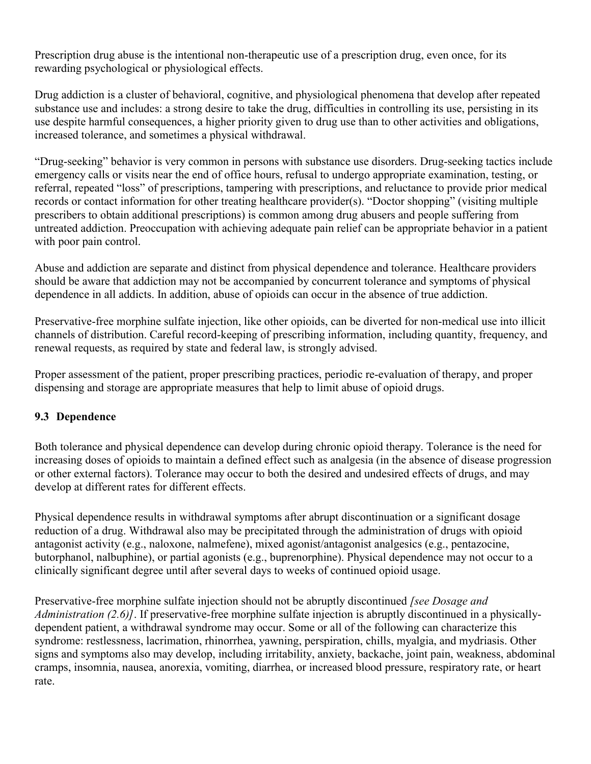Prescription drug abuse is the intentional non-therapeutic use of a prescription drug, even once, for its rewarding psychological or physiological effects.

Drug addiction is a cluster of behavioral, cognitive, and physiological phenomena that develop after repeated substance use and includes: a strong desire to take the drug, difficulties in controlling its use, persisting in its use despite harmful consequences, a higher priority given to drug use than to other activities and obligations, increased tolerance, and sometimes a physical withdrawal.

"Drug-seeking" behavior is very common in persons with substance use disorders. Drug-seeking tactics include emergency calls or visits near the end of office hours, refusal to undergo appropriate examination, testing, or referral, repeated "loss" of prescriptions, tampering with prescriptions, and reluctance to provide prior medical records or contact information for other treating healthcare provider(s). "Doctor shopping" (visiting multiple prescribers to obtain additional prescriptions) is common among drug abusers and people suffering from untreated addiction. Preoccupation with achieving adequate pain relief can be appropriate behavior in a patient with poor pain control.

Abuse and addiction are separate and distinct from physical dependence and tolerance. Healthcare providers should be aware that addiction may not be accompanied by concurrent tolerance and symptoms of physical dependence in all addicts. In addition, abuse of opioids can occur in the absence of true addiction.

Preservative-free morphine sulfate injection, like other opioids, can be diverted for non-medical use into illicit channels of distribution. Careful record-keeping of prescribing information, including quantity, frequency, and renewal requests, as required by state and federal law, is strongly advised.

Proper assessment of the patient, proper prescribing practices, periodic re-evaluation of therapy, and proper dispensing and storage are appropriate measures that help to limit abuse of opioid drugs.

### 9.3 Dependence

Both tolerance and physical dependence can develop during chronic opioid therapy. Tolerance is the need for increasing doses of opioids to maintain a defined effect such as analgesia (in the absence of disease progression or other external factors). Tolerance may occur to both the desired and undesired effects of drugs, and may develop at different rates for different effects.

Physical dependence results in withdrawal symptoms after abrupt discontinuation or a significant dosage reduction of a drug. Withdrawal also may be precipitated through the administration of drugs with opioid antagonist activity (e.g., naloxone, nalmefene), mixed agonist/antagonist analgesics (e.g., pentazocine, butorphanol, nalbuphine), or partial agonists (e.g., buprenorphine). Physical dependence may not occur to a clinically significant degree until after several days to weeks of continued opioid usage.

Preservative-free morphine sulfate injection should not be abruptly discontinued *[see Dosage and Administration (2.6)]*. If preservative-free morphine sulfate injection is abruptly discontinued in a physically-dependent patient, a withdrawal syndrome may occur. Some or all of the following can characterize this syndrome: restlessness, lacrimation, rhinorrhea, yawning, perspiration, chills, myalgia, and mydriasis. Other signs and symptoms also may develop, including irritability, anxiety, backache, joint pain, weakness, abdominal cramps, insomnia, nausea, anorexia, vomiting, diarrhea, or increased blood pressure, respiratory rate, or heart rate.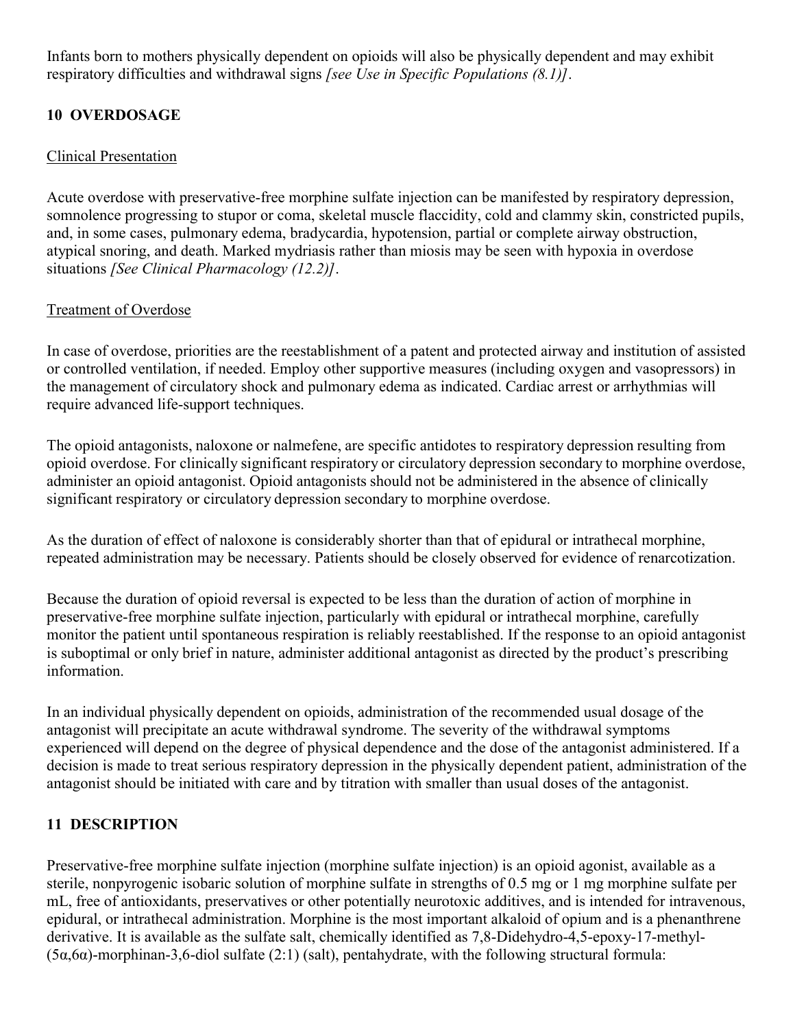Infants born to mothers physically dependent on opioids will also be physically dependent and may exhibit respiratory difficulties and withdrawal signs *[see Use in Specific Populations (8.1)]*.

## 10 OVERDOSAGE

### Clinical Presentation

Acute overdose with preservative-free morphine sulfate injection can be manifested by respiratory depression, somnolence progressing to stupor or coma, skeletal muscle flaccidity, cold and clammy skin, constricted pupils, and, in some cases, pulmonary edema, bradycardia, hypotension, partial or complete airway obstruction, atypical snoring, and death. Marked mydriasis rather than miosis may be seen with hypoxia in overdose situations *[See Clinical Pharmacology (12.2)]*.

### Treatment of Overdose

In case of overdose, priorities are the reestablishment of a patent and protected airway and institution of assisted or controlled ventilation, if needed. Employ other supportive measures (including oxygen and vasopressors) in the management of circulatory shock and pulmonary edema as indicated. Cardiac arrest or arrhythmias will require advanced life-support techniques.

The opioid antagonists, naloxone or nalmefene, are specific antidotes to respiratory depression resulting from opioid overdose. For clinically significant respiratory or circulatory depression secondary to morphine overdose, administer an opioid antagonist. Opioid antagonists should not be administered in the absence of clinically significant respiratory or circulatory depression secondary to morphine overdose.

As the duration of effect of naloxone is considerably shorter than that of epidural or intrathecal morphine, repeated administration may be necessary. Patients should be closely observed for evidence of renarcotization.

Because the duration of opioid reversal is expected to be less than the duration of action of morphine in preservative-free morphine sulfate injection, particularly with epidural or intrathecal morphine, carefully monitor the patient until spontaneous respiration is reliably reestablished. If the response to an opioid antagonist is suboptimal or only brief in nature, administer additional antagonist as directed by the product's prescribing information.

In an individual physically dependent on opioids, administration of the recommended usual dosage of the antagonist will precipitate an acute withdrawal syndrome. The severity of the withdrawal symptoms experienced will depend on the degree of physical dependence and the dose of the antagonist administered. If a decision is made to treat serious respiratory depression in the physically dependent patient, administration of the antagonist should be initiated with care and by titration with smaller than usual doses of the antagonist.

## 11 DESCRIPTION

Preservative-free morphine sulfate injection (morphine sulfate injection) is an opioid agonist, available as a sterile, nonpyrogenic isobaric solution of morphine sulfate in strengths of 0.5 mg or 1 mg morphine sulfate per mL, free of antioxidants, preservatives or other potentially neurotoxic additives, and is intended for intravenous, epidural, or intrathecal administration. Morphine is the most important alkaloid of opium and is a phenanthrene derivative. It is available as the sulfate salt, chemically identified as 7,8-Didehydro-4,5-epoxy-17-methyl-(5α,6α)-morphinan-3,6-diol sulfate (2:1) (salt), pentahydrate, with the following structural formula: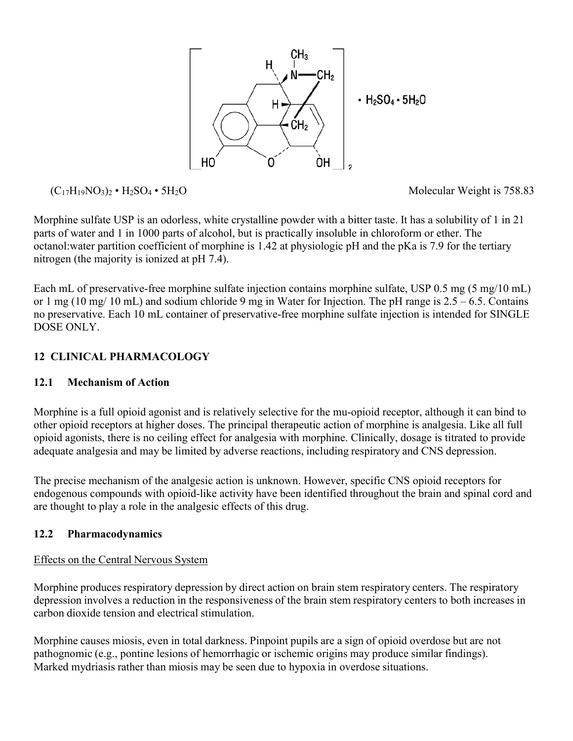$(C_{17}H_{19}NO_3)_2 \cdot H_2SO_4 \cdot 5H_2O$ Molecular Weight is 758.83

Morphine sulfate USP is an odorless, white crystalline powder with a bitter taste. It has a solubility of 1 in 21 parts of water and 1 in 1000 parts of alcohol, but is practically insoluble in chloroform or ether. The octanol:water partition coefficient of morphine is 1.42 at physiologic pH and the pKa is 7.9 for the tertiary nitrogen (the majority is ionized at pH 7.4).

Each mL of preservative-free morphine sulfate injection contains morphine sulfate, USP 0.5 mg (5 mg/10 mL) or 1 mg (10 mg/ 10 mL) and sodium chloride 9 mg in Water for Injection. The pH range is 2.5 – 6.5. Contains no preservative. Each 10 mL container of preservative-free morphine sulfate injection is intended for SINGLE DOSE ONLY.

## 12 CLINICAL PHARMACOLOGY

### 12.1 Mechanism of Action

Morphine is a full opioid agonist and is relatively selective for the mu-opioid receptor, although it can bind to other opioid receptors at higher doses. The principal therapeutic action of morphine is analgesia. Like all full opioid agonists, there is no ceiling effect for analgesia with morphine. Clinically, dosage is titrated to provide adequate analgesia and may be limited by adverse reactions, including respiratory and CNS depression.

The precise mechanism of the analgesic action is unknown. However, specific CNS opioid receptors for endogenous compounds with opioid-like activity have been identified throughout the brain and spinal cord and are thought to play a role in the analgesic effects of this drug.

### 12.2 Pharmacodynamics

Effects on the Central Nervous System

Morphine produces respiratory depression by direct action on brain stem respiratory centers. The respiratory depression involves a reduction in the responsiveness of the brain stem respiratory centers to both increases in carbon dioxide tension and electrical stimulation.

Morphine causes miosis, even in total darkness. Pinpoint pupils are a sign of opioid overdose but are not pathognomic (e.g., pontine lesions of hemorrhagic or ischemic origins may produce similar findings). Marked mydriasis rather than miosis may be seen due to hypoxia in overdose situations.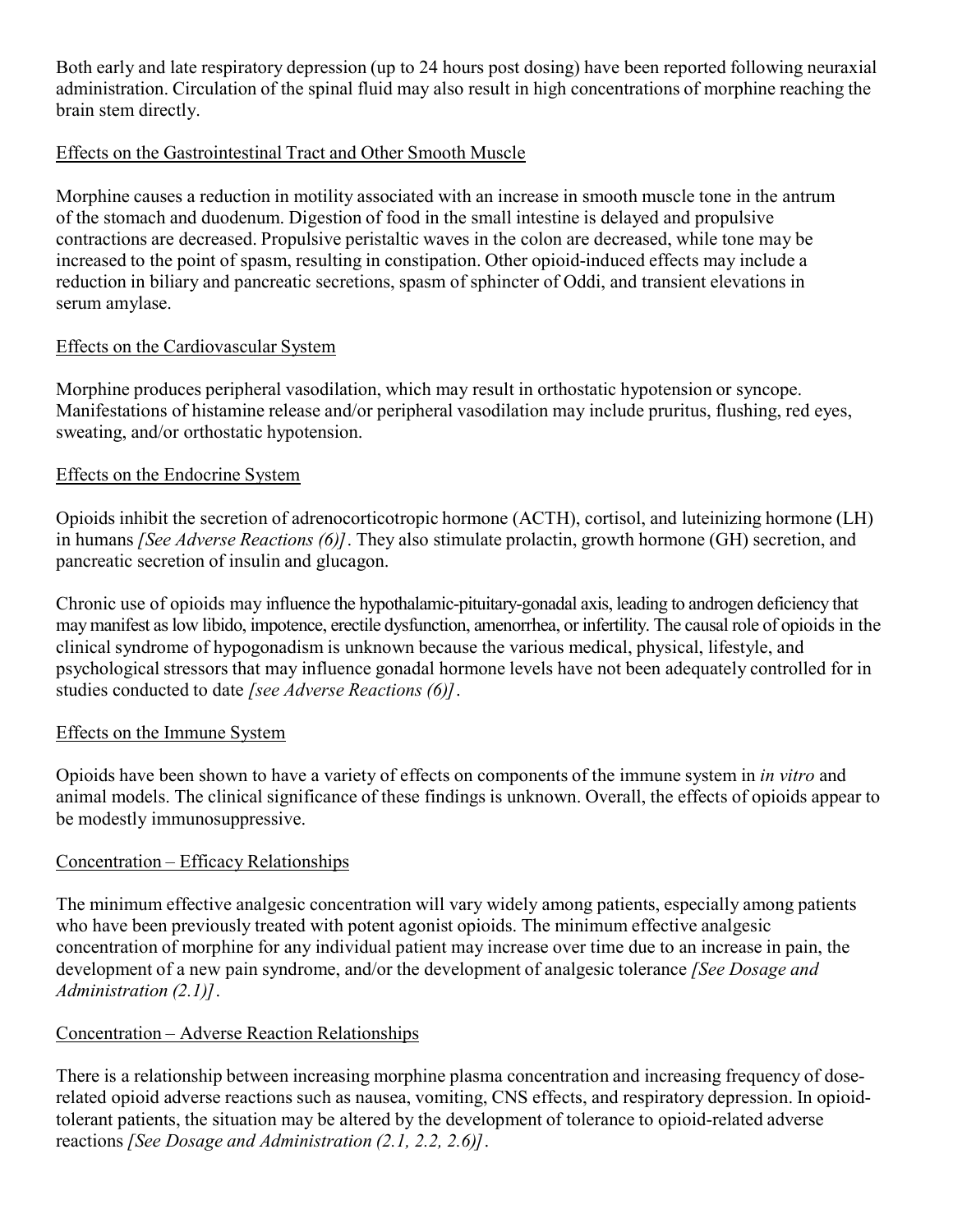Both early and late respiratory depression (up to 24 hours post dosing) have been reported following neuraxial administration. Circulation of the spinal fluid may also result in high concentrations of morphine reaching the brain stem directly.

### Effects on the Gastrointestinal Tract and Other Smooth Muscle

Morphine causes a reduction in motility associated with an increase in smooth muscle tone in the antrum of the stomach and duodenum. Digestion of food in the small intestine is delayed and propulsive contractions are decreased. Propulsive peristaltic waves in the colon are decreased, while tone may be increased to the point of spasm, resulting in constipation. Other opioid-induced effects may include a reduction in biliary and pancreatic secretions, spasm of sphincter of Oddi, and transient elevations in serum amylase.

### Effects on the Cardiovascular System

Morphine produces peripheral vasodilation, which may result in orthostatic hypotension or syncope. Manifestations of histamine release and/or peripheral vasodilation may include pruritus, flushing, red eyes, sweating, and/or orthostatic hypotension.

### Effects on the Endocrine System

Opioids inhibit the secretion of adrenocorticotropic hormone (ACTH), cortisol, and luteinizing hormone (LH) in humans *[See Adverse Reactions (6)]*. They also stimulate prolactin, growth hormone (GH) secretion, and pancreatic secretion of insulin and glucagon.

Chronic use of opioids may influence the hypothalamic-pituitary-gonadal axis, leading to androgen deficiency that may manifest as low libido, impotence, erectile dysfunction, amenorrhea, or infertility. The causal role of opioids in the clinical syndrome of hypogonadism is unknown because the various medical, physical, lifestyle, and psychological stressors that may influence gonadal hormone levels have not been adequately controlled for in studies conducted to date *[see Adverse Reactions (6)]*.

### Effects on the Immune System

Opioids have been shown to have a variety of effects on components of the immune system in *in vitro* and animal models. The clinical significance of these findings is unknown. Overall, the effects of opioids appear to be modestly immunosuppressive.

### Concentration – Efficacy Relationships

The minimum effective analgesic concentration will vary widely among patients, especially among patients who have been previously treated with potent agonist opioids. The minimum effective analgesic concentration of morphine for any individual patient may increase over time due to an increase in pain, the development of a new pain syndrome, and/or the development of analgesic tolerance *[See Dosage and Administration (2.1)]*.

### Concentration – Adverse Reaction Relationships

There is a relationship between increasing morphine plasma concentration and increasing frequency of dose-related opioid adverse reactions such as nausea, vomiting, CNS effects, and respiratory depression. In opioid-tolerant patients, the situation may be altered by the development of tolerance to opioid-related adverse reactions *[See Dosage and Administration (2.1, 2.2, 2.6)]*.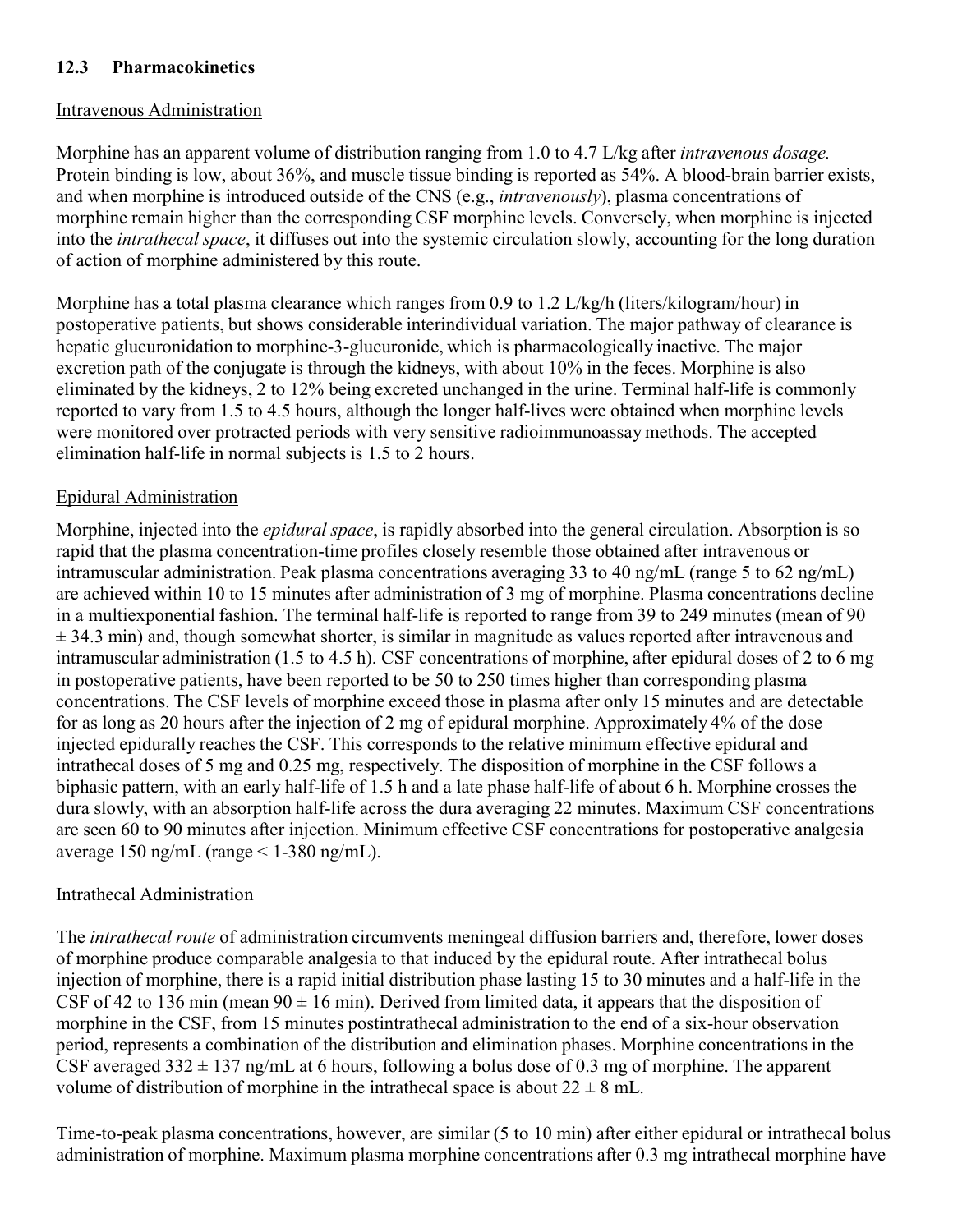### 12.3 Pharmacokinetics

Intravenous Administration

Morphine has an apparent volume of distribution ranging from 1.0 to 4.7 L/kg after *intravenous dosage.* Protein binding is low, about 36%, and muscle tissue binding is reported as 54%. A blood-brain barrier exists, and when morphine is introduced outside of the CNS (e.g., *intravenously*), plasma concentrations of morphine remain higher than the corresponding CSF morphine levels. Conversely, when morphine is injected into the *intrathecal space*, it diffuses out into the systemic circulation slowly, accounting for the long duration of action of morphine administered by this route.

Morphine has a total plasma clearance which ranges from 0.9 to 1.2 L/kg/h (liters/kilogram/hour) in postoperative patients, but shows considerable interindividual variation. The major pathway of clearance is hepatic glucuronidation to morphine-3-glucuronide, which is pharmacologically inactive. The major excretion path of the conjugate is through the kidneys, with about 10% in the feces. Morphine is also eliminated by the kidneys, 2 to 12% being excreted unchanged in the urine. Terminal half-life is commonly reported to vary from 1.5 to 4.5 hours, although the longer half-lives were obtained when morphine levels were monitored over protracted periods with very sensitive radioimmunoassay methods. The accepted elimination half-life in normal subjects is 1.5 to 2 hours.

Epidural Administration

Morphine, injected into the *epidural space*, is rapidly absorbed into the general circulation. Absorption is so rapid that the plasma concentration-time profiles closely resemble those obtained after intravenous or intramuscular administration. Peak plasma concentrations averaging 33 to 40 ng/mL (range 5 to 62 ng/mL) are achieved within 10 to 15 minutes after administration of 3 mg of morphine. Plasma concentrations decline in a multiexponential fashion. The terminal half-life is reported to range from 39 to 249 minutes (mean of 90 ± 34.3 min) and, though somewhat shorter, is similar in magnitude as values reported after intravenous and intramuscular administration (1.5 to 4.5 h). CSF concentrations of morphine, after epidural doses of 2 to 6 mg in postoperative patients, have been reported to be 50 to 250 times higher than corresponding plasma concentrations. The CSF levels of morphine exceed those in plasma after only 15 minutes and are detectable for as long as 20 hours after the injection of 2 mg of epidural morphine. Approximately 4% of the dose injected epidurally reaches the CSF. This corresponds to the relative minimum effective epidural and intrathecal doses of 5 mg and 0.25 mg, respectively. The disposition of morphine in the CSF follows a biphasic pattern, with an early half-life of 1.5 h and a late phase half-life of about 6 h. Morphine crosses the dura slowly, with an absorption half-life across the dura averaging 22 minutes. Maximum CSF concentrations are seen 60 to 90 minutes after injection. Minimum effective CSF concentrations for postoperative analgesia average 150 ng/mL (range < 1-380 ng/mL).

Intrathecal Administration

The *intrathecal route* of administration circumvents meningeal diffusion barriers and, therefore, lower doses of morphine produce comparable analgesia to that induced by the epidural route. After intrathecal bolus injection of morphine, there is a rapid initial distribution phase lasting 15 to 30 minutes and a half-life in the CSF of 42 to 136 min (mean 90 ± 16 min). Derived from limited data, it appears that the disposition of morphine in the CSF, from 15 minutes postintrathecal administration to the end of a six-hour observation period, represents a combination of the distribution and elimination phases. Morphine concentrations in the CSF averaged 332 ± 137 ng/mL at 6 hours, following a bolus dose of 0.3 mg of morphine. The apparent volume of distribution of morphine in the intrathecal space is about 22 ± 8 mL.

Time-to-peak plasma concentrations, however, are similar (5 to 10 min) after either epidural or intrathecal bolus administration of morphine. Maximum plasma morphine concentrations after 0.3 mg intrathecal morphine have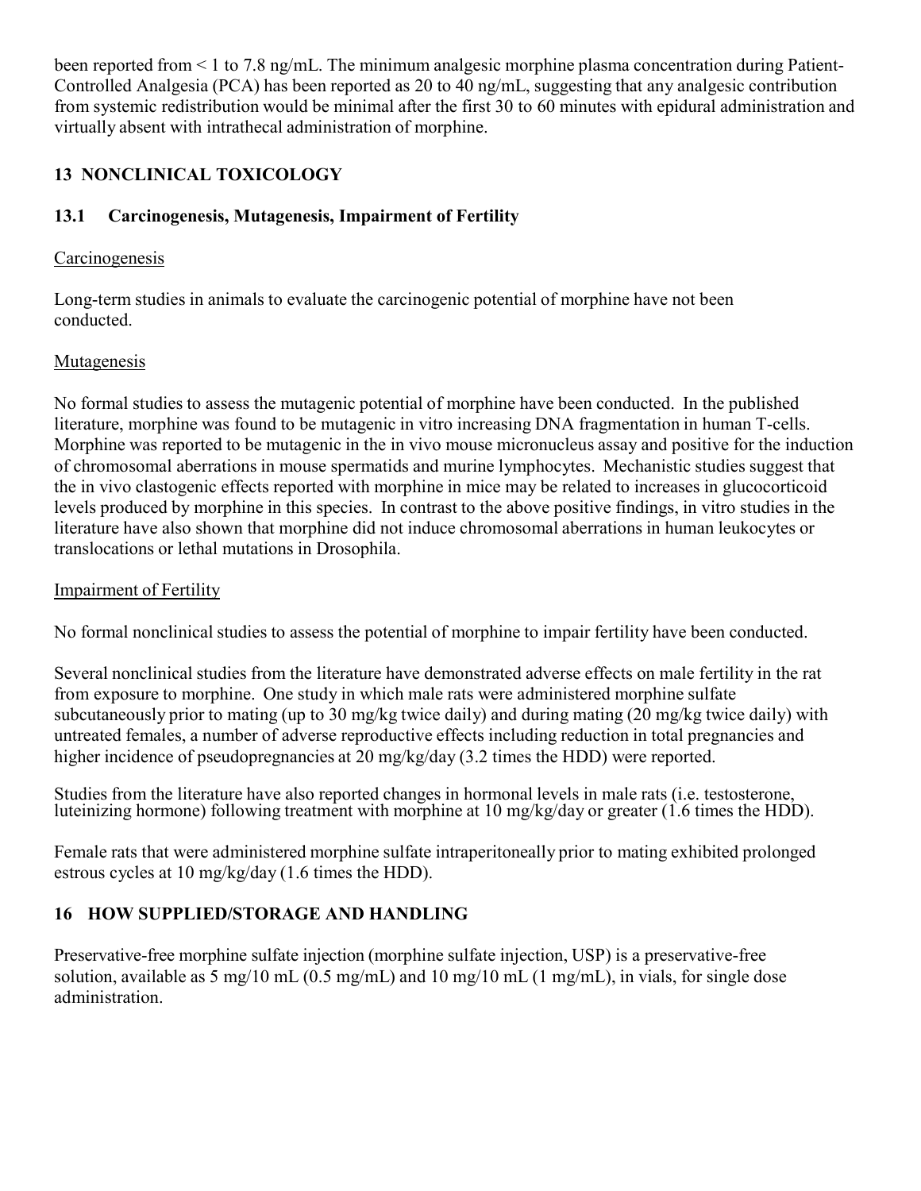been reported from < 1 to 7.8 ng/mL. The minimum analgesic morphine plasma concentration during Patient-Controlled Analgesia (PCA) has been reported as 20 to 40 ng/mL, suggesting that any analgesic contribution from systemic redistribution would be minimal after the first 30 to 60 minutes with epidural administration and virtually absent with intrathecal administration of morphine.

## 13 NONCLINICAL TOXICOLOGY

### 13.1 Carcinogenesis, Mutagenesis, Impairment of Fertility

Carcinogenesis

Long-term studies in animals to evaluate the carcinogenic potential of morphine have not been conducted.

Mutagenesis

No formal studies to assess the mutagenic potential of morphine have been conducted. In the published literature, morphine was found to be mutagenic in vitro increasing DNA fragmentation in human T-cells. Morphine was reported to be mutagenic in the in vivo mouse micronucleus assay and positive for the induction of chromosomal aberrations in mouse spermatids and murine lymphocytes. Mechanistic studies suggest that the in vivo clastogenic effects reported with morphine in mice may be related to increases in glucocorticoid levels produced by morphine in this species. In contrast to the above positive findings, in vitro studies in the literature have also shown that morphine did not induce chromosomal aberrations in human leukocytes or translocations or lethal mutations in Drosophila.

Impairment of Fertility

No formal nonclinical studies to assess the potential of morphine to impair fertility have been conducted.

Several nonclinical studies from the literature have demonstrated adverse effects on male fertility in the rat from exposure to morphine. One study in which male rats were administered morphine sulfate subcutaneously prior to mating (up to 30 mg/kg twice daily) and during mating (20 mg/kg twice daily) with untreated females, a number of adverse reproductive effects including reduction in total pregnancies and higher incidence of pseudopregnancies at 20 mg/kg/day (3.2 times the HDD) were reported.

Studies from the literature have also reported changes in hormonal levels in male rats (i.e. testosterone, luteinizing hormone) following treatment with morphine at 10 mg/kg/day or greater (1.6 times the HDD).

Female rats that were administered morphine sulfate intraperitoneally prior to mating exhibited prolonged estrous cycles at 10 mg/kg/day (1.6 times the HDD).

## 16 HOW SUPPLIED/STORAGE AND HANDLING

Preservative-free morphine sulfate injection (morphine sulfate injection, USP) is a preservative-free solution, available as 5 mg/10 mL (0.5 mg/mL) and 10 mg/10 mL (1 mg/mL), in vials, for single dose administration.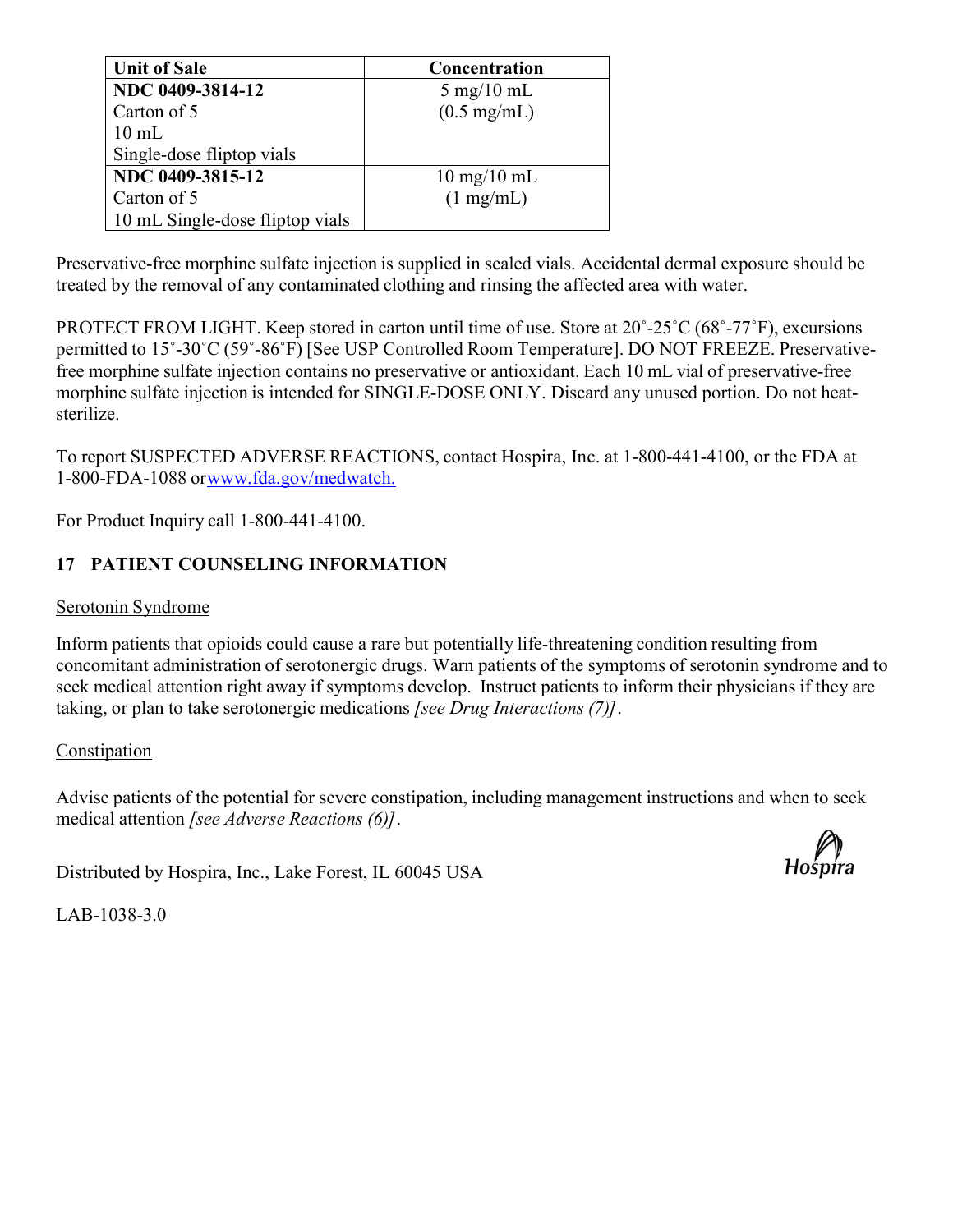| Unit of Sale | Concentration |
|---|---|
| **NDC 0409-3814-12**<br>Carton of 5<br>10 mL<br>Single-dose fliptop vials | 5 mg/10 mL<br>(0.5 mg/mL) |
| **NDC 0409-3815-12**<br>Carton of 5<br>10 mL Single-dose fliptop vials | 10 mg/10 mL<br>(1 mg/mL) |

Preservative-free morphine sulfate injection is supplied in sealed vials. Accidental dermal exposure should be treated by the removal of any contaminated clothing and rinsing the affected area with water.

PROTECT FROM LIGHT. Keep stored in carton until time of use. Store at 20˚-25˚C (68˚-77˚F), excursions permitted to 15˚-30˚C (59˚-86˚F) [See USP Controlled Room Temperature]. DO NOT FREEZE. Preservative-free morphine sulfate injection contains no preservative or antioxidant. Each 10 mL vial of preservative-free morphine sulfate injection is intended for SINGLE-DOSE ONLY. Discard any unused portion. Do not heat-sterilize.

To report SUSPECTED ADVERSE REACTIONS, contact Hospira, Inc. at 1-800-441-4100, or the FDA at 1-800-FDA-1088 or www.fda.gov/medwatch.

For Product Inquiry call 1-800-441-4100.

## 17 PATIENT COUNSELING INFORMATION

Serotonin Syndrome

Inform patients that opioids could cause a rare but potentially life-threatening condition resulting from concomitant administration of serotonergic drugs. Warn patients of the symptoms of serotonin syndrome and to seek medical attention right away if symptoms develop. Instruct patients to inform their physicians if they are taking, or plan to take serotonergic medications *[see Drug Interactions (7)]*.

Constipation

Advise patients of the potential for severe constipation, including management instructions and when to seek medical attention *[see Adverse Reactions (6)]*.

Distributed by Hospira, Inc., Lake Forest, IL 60045 USA

Hospira

LAB-1038-3.0